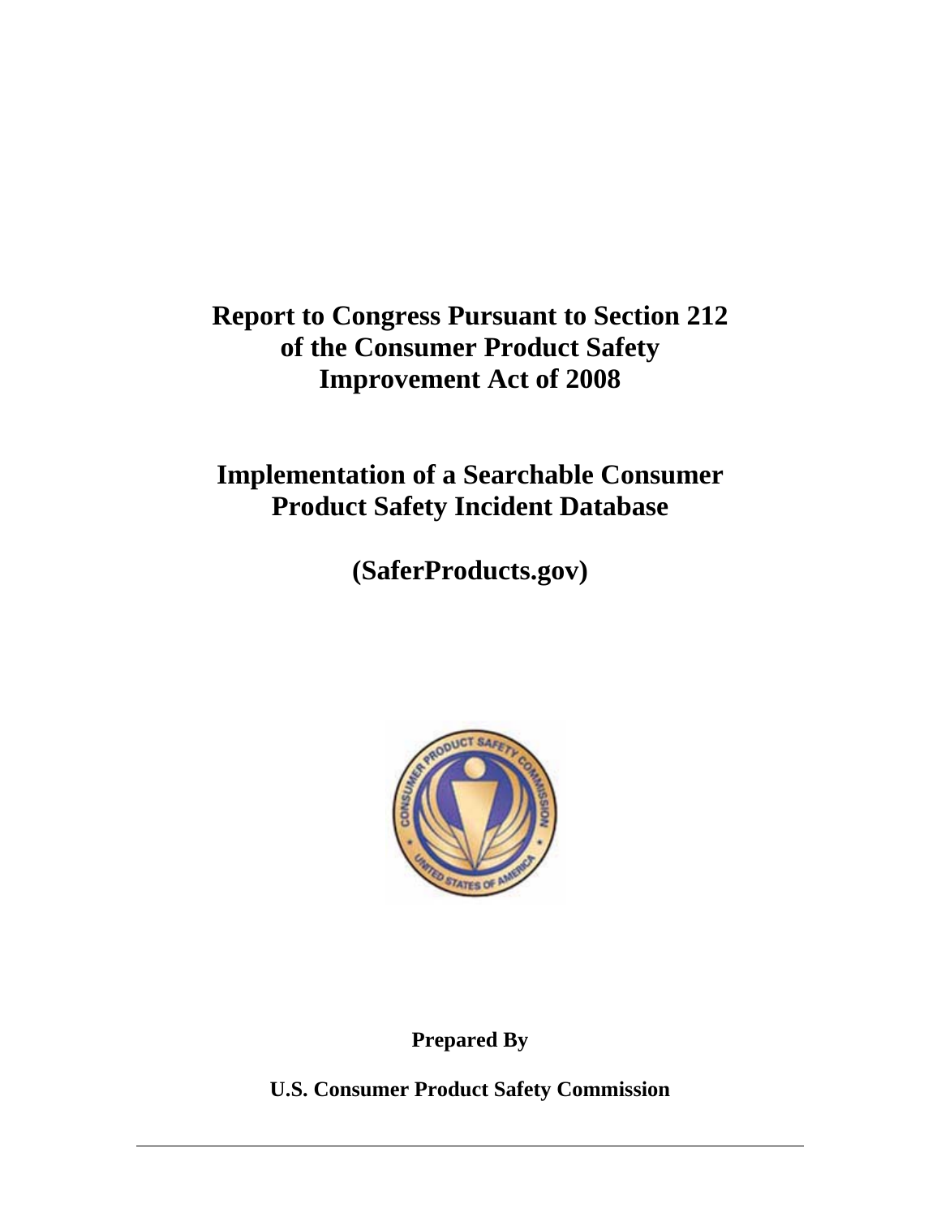# Report to Congress Pursuant to Section 212 of the Consumer Product Safety Improvement Act of 2008

# Implementation of a Searchable Consumer Product Safety Incident Database

# (SaferProducts.gov)

**Prepared By**

**U.S. Consumer Product Safety Commission**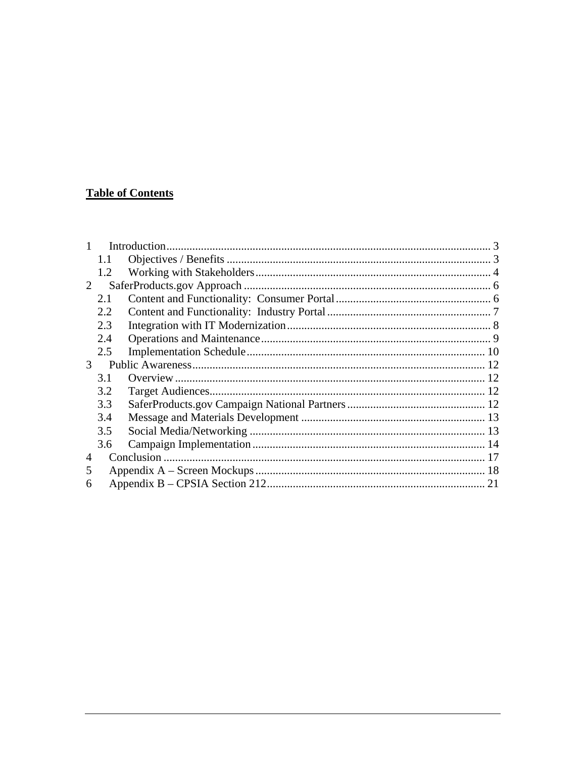**Table of Contents**

1 Introduction ........................................................................................................ 3
  1.1 Objectives / Benefits ........................................................................................ 3
  1.2 Working with Stakeholders ................................................................................ 4
2 SaferProducts.gov Approach ..................................................................................... 6
  2.1 Content and Functionality: Consumer Portal ....................................................... 6
  2.2 Content and Functionality: Industry Portal .......................................................... 7
  2.3 Integration with IT Modernization ....................................................................... 8
  2.4 Operations and Maintenance ............................................................................... 9
  2.5 Implementation Schedule .................................................................................. 10
3 Public Awareness ...................................................................................................... 12
  3.1 Overview .......................................................................................................... 12
  3.2 Target Audiences ............................................................................................... 12
  3.3 SaferProducts.gov Campaign National Partners ................................................ 12
  3.4 Message and Materials Development ................................................................ 13
  3.5 Social Media/Networking .................................................................................. 13
  3.6 Campaign Implementation ................................................................................. 14
4 Conclusion ................................................................................................................ 17
5 Appendix A – Screen Mockups ................................................................................ 18
6 Appendix B – CPSIA Section 212 ............................................................................ 21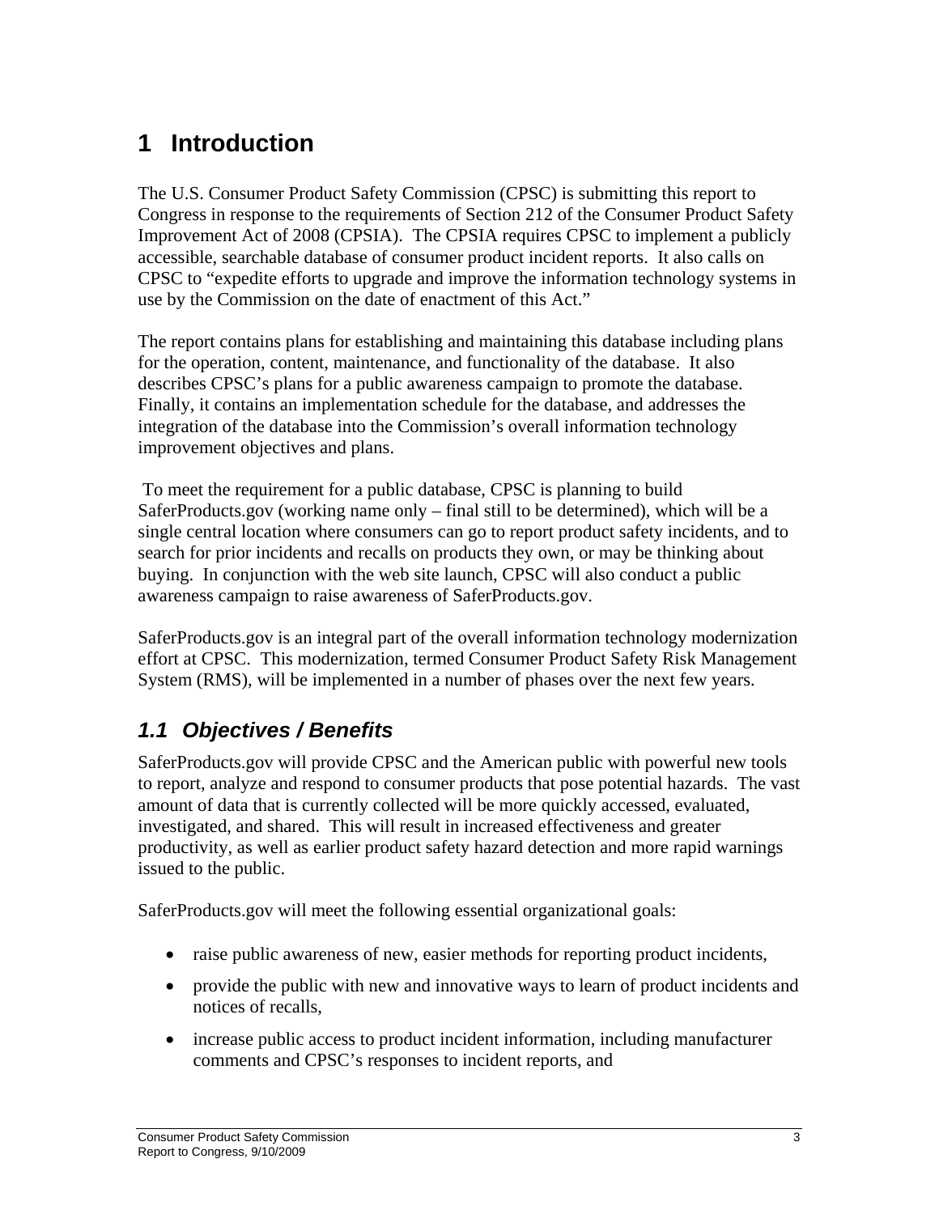# 1 Introduction

The U.S. Consumer Product Safety Commission (CPSC) is submitting this report to Congress in response to the requirements of Section 212 of the Consumer Product Safety Improvement Act of 2008 (CPSIA). The CPSIA requires CPSC to implement a publicly accessible, searchable database of consumer product incident reports. It also calls on CPSC to "expedite efforts to upgrade and improve the information technology systems in use by the Commission on the date of enactment of this Act."

The report contains plans for establishing and maintaining this database including plans for the operation, content, maintenance, and functionality of the database. It also describes CPSC's plans for a public awareness campaign to promote the database. Finally, it contains an implementation schedule for the database, and addresses the integration of the database into the Commission's overall information technology improvement objectives and plans.

To meet the requirement for a public database, CPSC is planning to build SaferProducts.gov (working name only – final still to be determined), which will be a single central location where consumers can go to report product safety incidents, and to search for prior incidents and recalls on products they own, or may be thinking about buying. In conjunction with the web site launch, CPSC will also conduct a public awareness campaign to raise awareness of SaferProducts.gov.

SaferProducts.gov is an integral part of the overall information technology modernization effort at CPSC. This modernization, termed Consumer Product Safety Risk Management System (RMS), will be implemented in a number of phases over the next few years.

## *1.1 Objectives / Benefits*

SaferProducts.gov will provide CPSC and the American public with powerful new tools to report, analyze and respond to consumer products that pose potential hazards. The vast amount of data that is currently collected will be more quickly accessed, evaluated, investigated, and shared. This will result in increased effectiveness and greater productivity, as well as earlier product safety hazard detection and more rapid warnings issued to the public.

SaferProducts.gov will meet the following essential organizational goals:

- raise public awareness of new, easier methods for reporting product incidents,
- provide the public with new and innovative ways to learn of product incidents and notices of recalls,
- increase public access to product incident information, including manufacturer comments and CPSC's responses to incident reports, and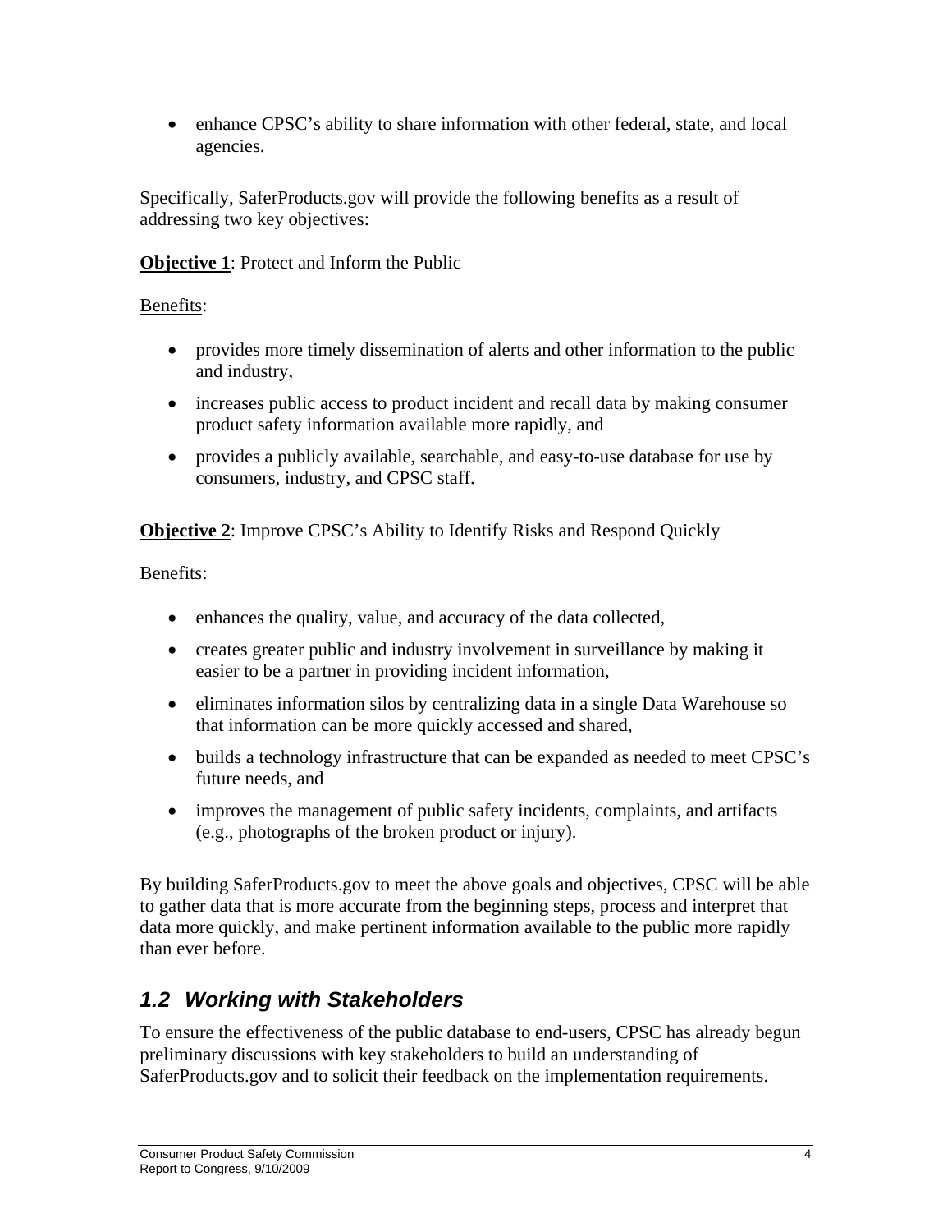- enhance CPSC's ability to share information with other federal, state, and local agencies.

Specifically, SaferProducts.gov will provide the following benefits as a result of addressing two key objectives:

**Objective 1**: Protect and Inform the Public

Benefits:

- provides more timely dissemination of alerts and other information to the public and industry,
- increases public access to product incident and recall data by making consumer product safety information available more rapidly, and
- provides a publicly available, searchable, and easy-to-use database for use by consumers, industry, and CPSC staff.

**Objective 2**: Improve CPSC's Ability to Identify Risks and Respond Quickly

Benefits:

- enhances the quality, value, and accuracy of the data collected,
- creates greater public and industry involvement in surveillance by making it easier to be a partner in providing incident information,
- eliminates information silos by centralizing data in a single Data Warehouse so that information can be more quickly accessed and shared,
- builds a technology infrastructure that can be expanded as needed to meet CPSC's future needs, and
- improves the management of public safety incidents, complaints, and artifacts (e.g., photographs of the broken product or injury).

By building SaferProducts.gov to meet the above goals and objectives, CPSC will be able to gather data that is more accurate from the beginning steps, process and interpret that data more quickly, and make pertinent information available to the public more rapidly than ever before.

## *1.2 Working with Stakeholders*

To ensure the effectiveness of the public database to end-users, CPSC has already begun preliminary discussions with key stakeholders to build an understanding of SaferProducts.gov and to solicit their feedback on the implementation requirements.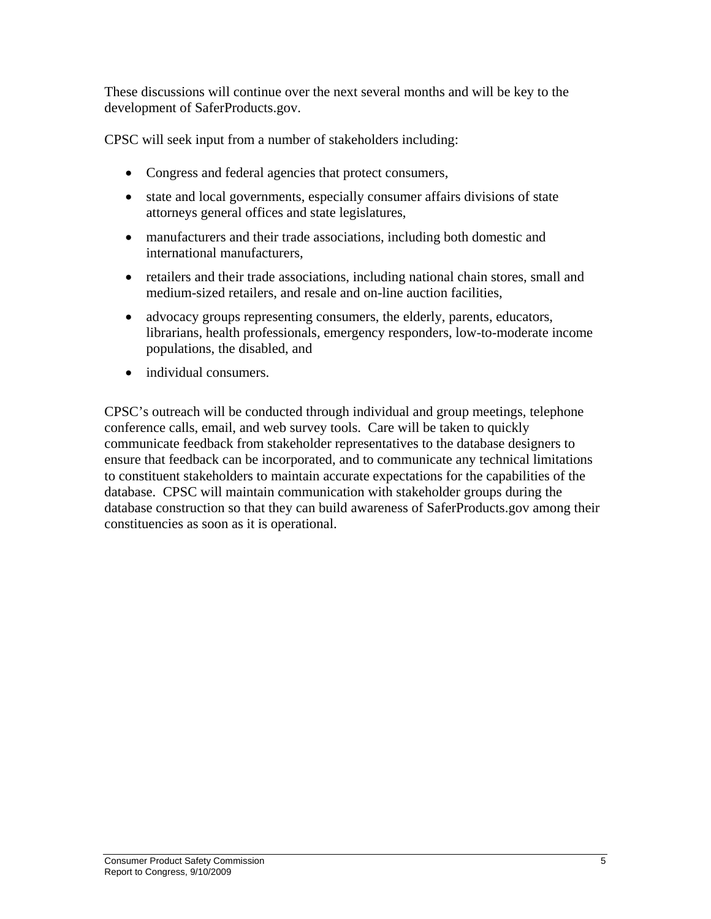These discussions will continue over the next several months and will be key to the development of SaferProducts.gov.

CPSC will seek input from a number of stakeholders including:

- Congress and federal agencies that protect consumers,
- state and local governments, especially consumer affairs divisions of state attorneys general offices and state legislatures,
- manufacturers and their trade associations, including both domestic and international manufacturers,
- retailers and their trade associations, including national chain stores, small and medium-sized retailers, and resale and on-line auction facilities,
- advocacy groups representing consumers, the elderly, parents, educators, librarians, health professionals, emergency responders, low-to-moderate income populations, the disabled, and
- individual consumers.

CPSC's outreach will be conducted through individual and group meetings, telephone conference calls, email, and web survey tools. Care will be taken to quickly communicate feedback from stakeholder representatives to the database designers to ensure that feedback can be incorporated, and to communicate any technical limitations to constituent stakeholders to maintain accurate expectations for the capabilities of the database. CPSC will maintain communication with stakeholder groups during the database construction so that they can build awareness of SaferProducts.gov among their constituencies as soon as it is operational.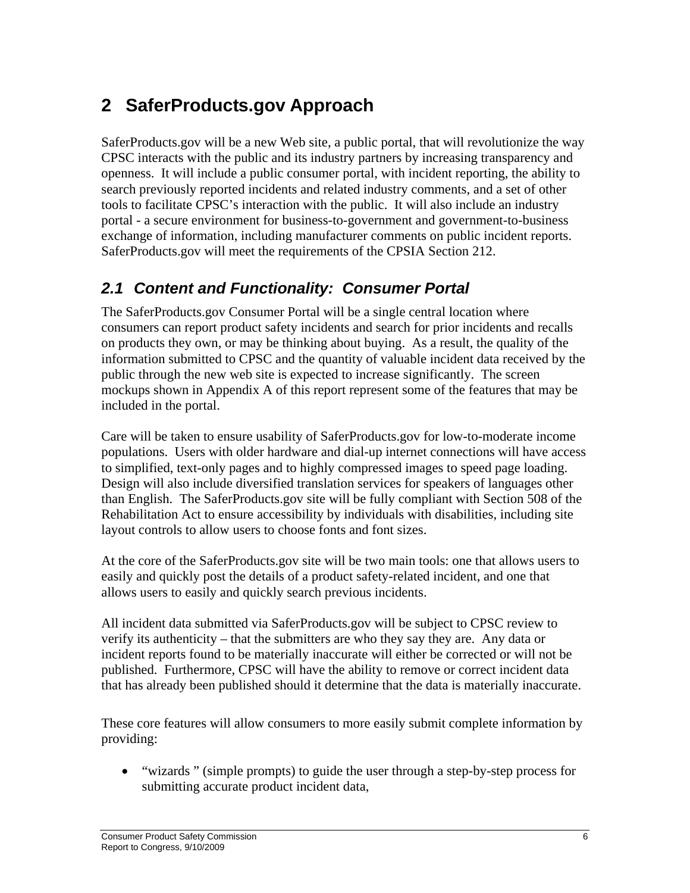# 2 SaferProducts.gov Approach

SaferProducts.gov will be a new Web site, a public portal, that will revolutionize the way CPSC interacts with the public and its industry partners by increasing transparency and openness. It will include a public consumer portal, with incident reporting, the ability to search previously reported incidents and related industry comments, and a set of other tools to facilitate CPSC's interaction with the public. It will also include an industry portal - a secure environment for business-to-government and government-to-business exchange of information, including manufacturer comments on public incident reports. SaferProducts.gov will meet the requirements of the CPSIA Section 212.

## *2.1 Content and Functionality: Consumer Portal*

The SaferProducts.gov Consumer Portal will be a single central location where consumers can report product safety incidents and search for prior incidents and recalls on products they own, or may be thinking about buying. As a result, the quality of the information submitted to CPSC and the quantity of valuable incident data received by the public through the new web site is expected to increase significantly. The screen mockups shown in Appendix A of this report represent some of the features that may be included in the portal.

Care will be taken to ensure usability of SaferProducts.gov for low-to-moderate income populations. Users with older hardware and dial-up internet connections will have access to simplified, text-only pages and to highly compressed images to speed page loading. Design will also include diversified translation services for speakers of languages other than English. The SaferProducts.gov site will be fully compliant with Section 508 of the Rehabilitation Act to ensure accessibility by individuals with disabilities, including site layout controls to allow users to choose fonts and font sizes.

At the core of the SaferProducts.gov site will be two main tools: one that allows users to easily and quickly post the details of a product safety-related incident, and one that allows users to easily and quickly search previous incidents.

All incident data submitted via SaferProducts.gov will be subject to CPSC review to verify its authenticity – that the submitters are who they say they are. Any data or incident reports found to be materially inaccurate will either be corrected or will not be published. Furthermore, CPSC will have the ability to remove or correct incident data that has already been published should it determine that the data is materially inaccurate.

These core features will allow consumers to more easily submit complete information by providing:

- "wizards " (simple prompts) to guide the user through a step-by-step process for submitting accurate product incident data,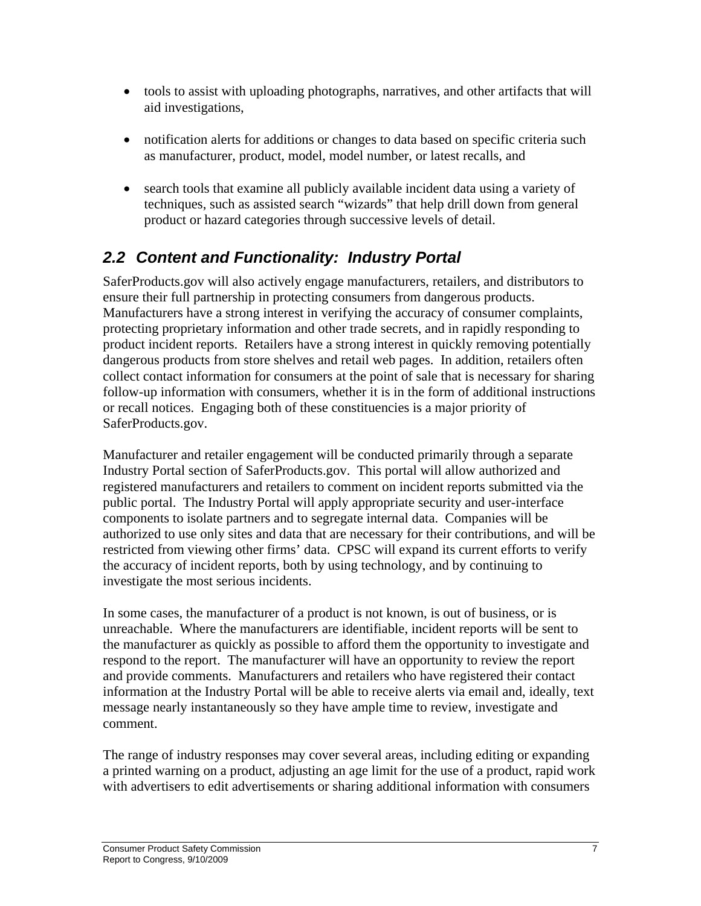- tools to assist with uploading photographs, narratives, and other artifacts that will aid investigations,
- notification alerts for additions or changes to data based on specific criteria such as manufacturer, product, model, model number, or latest recalls, and
- search tools that examine all publicly available incident data using a variety of techniques, such as assisted search "wizards" that help drill down from general product or hazard categories through successive levels of detail.

## *2.2 Content and Functionality: Industry Portal*

SaferProducts.gov will also actively engage manufacturers, retailers, and distributors to ensure their full partnership in protecting consumers from dangerous products. Manufacturers have a strong interest in verifying the accuracy of consumer complaints, protecting proprietary information and other trade secrets, and in rapidly responding to product incident reports. Retailers have a strong interest in quickly removing potentially dangerous products from store shelves and retail web pages. In addition, retailers often collect contact information for consumers at the point of sale that is necessary for sharing follow-up information with consumers, whether it is in the form of additional instructions or recall notices. Engaging both of these constituencies is a major priority of SaferProducts.gov.

Manufacturer and retailer engagement will be conducted primarily through a separate Industry Portal section of SaferProducts.gov. This portal will allow authorized and registered manufacturers and retailers to comment on incident reports submitted via the public portal. The Industry Portal will apply appropriate security and user-interface components to isolate partners and to segregate internal data. Companies will be authorized to use only sites and data that are necessary for their contributions, and will be restricted from viewing other firms' data. CPSC will expand its current efforts to verify the accuracy of incident reports, both by using technology, and by continuing to investigate the most serious incidents.

In some cases, the manufacturer of a product is not known, is out of business, or is unreachable. Where the manufacturers are identifiable, incident reports will be sent to the manufacturer as quickly as possible to afford them the opportunity to investigate and respond to the report. The manufacturer will have an opportunity to review the report and provide comments. Manufacturers and retailers who have registered their contact information at the Industry Portal will be able to receive alerts via email and, ideally, text message nearly instantaneously so they have ample time to review, investigate and comment.

The range of industry responses may cover several areas, including editing or expanding a printed warning on a product, adjusting an age limit for the use of a product, rapid work with advertisers to edit advertisements or sharing additional information with consumers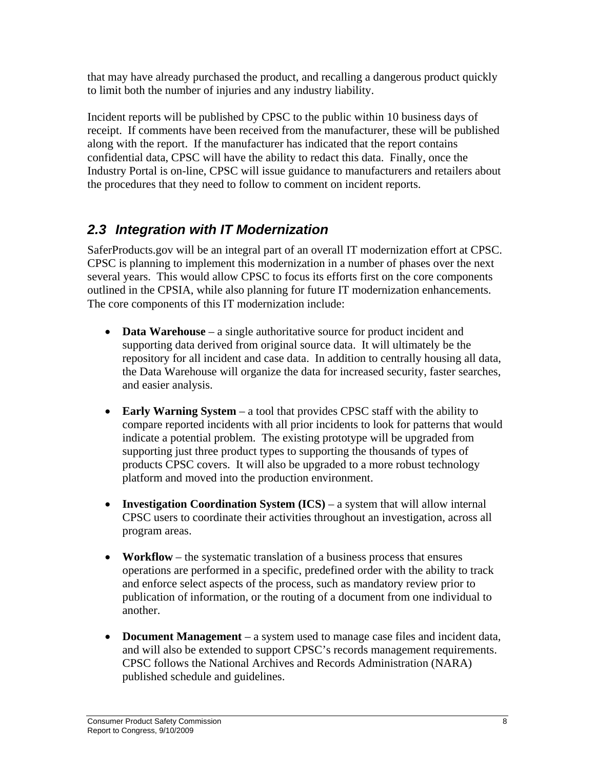that may have already purchased the product, and recalling a dangerous product quickly to limit both the number of injuries and any industry liability.

Incident reports will be published by CPSC to the public within 10 business days of receipt. If comments have been received from the manufacturer, these will be published along with the report. If the manufacturer has indicated that the report contains confidential data, CPSC will have the ability to redact this data. Finally, once the Industry Portal is on-line, CPSC will issue guidance to manufacturers and retailers about the procedures that they need to follow to comment on incident reports.

## *2.3 Integration with IT Modernization*

SaferProducts.gov will be an integral part of an overall IT modernization effort at CPSC. CPSC is planning to implement this modernization in a number of phases over the next several years. This would allow CPSC to focus its efforts first on the core components outlined in the CPSIA, while also planning for future IT modernization enhancements. The core components of this IT modernization include:

- **Data Warehouse** – a single authoritative source for product incident and supporting data derived from original source data. It will ultimately be the repository for all incident and case data. In addition to centrally housing all data, the Data Warehouse will organize the data for increased security, faster searches, and easier analysis.

- **Early Warning System** – a tool that provides CPSC staff with the ability to compare reported incidents with all prior incidents to look for patterns that would indicate a potential problem. The existing prototype will be upgraded from supporting just three product types to supporting the thousands of types of products CPSC covers. It will also be upgraded to a more robust technology platform and moved into the production environment.

- **Investigation Coordination System (ICS)** – a system that will allow internal CPSC users to coordinate their activities throughout an investigation, across all program areas.

- **Workflow** – the systematic translation of a business process that ensures operations are performed in a specific, predefined order with the ability to track and enforce select aspects of the process, such as mandatory review prior to publication of information, or the routing of a document from one individual to another.

- **Document Management** – a system used to manage case files and incident data, and will also be extended to support CPSC's records management requirements. CPSC follows the National Archives and Records Administration (NARA) published schedule and guidelines.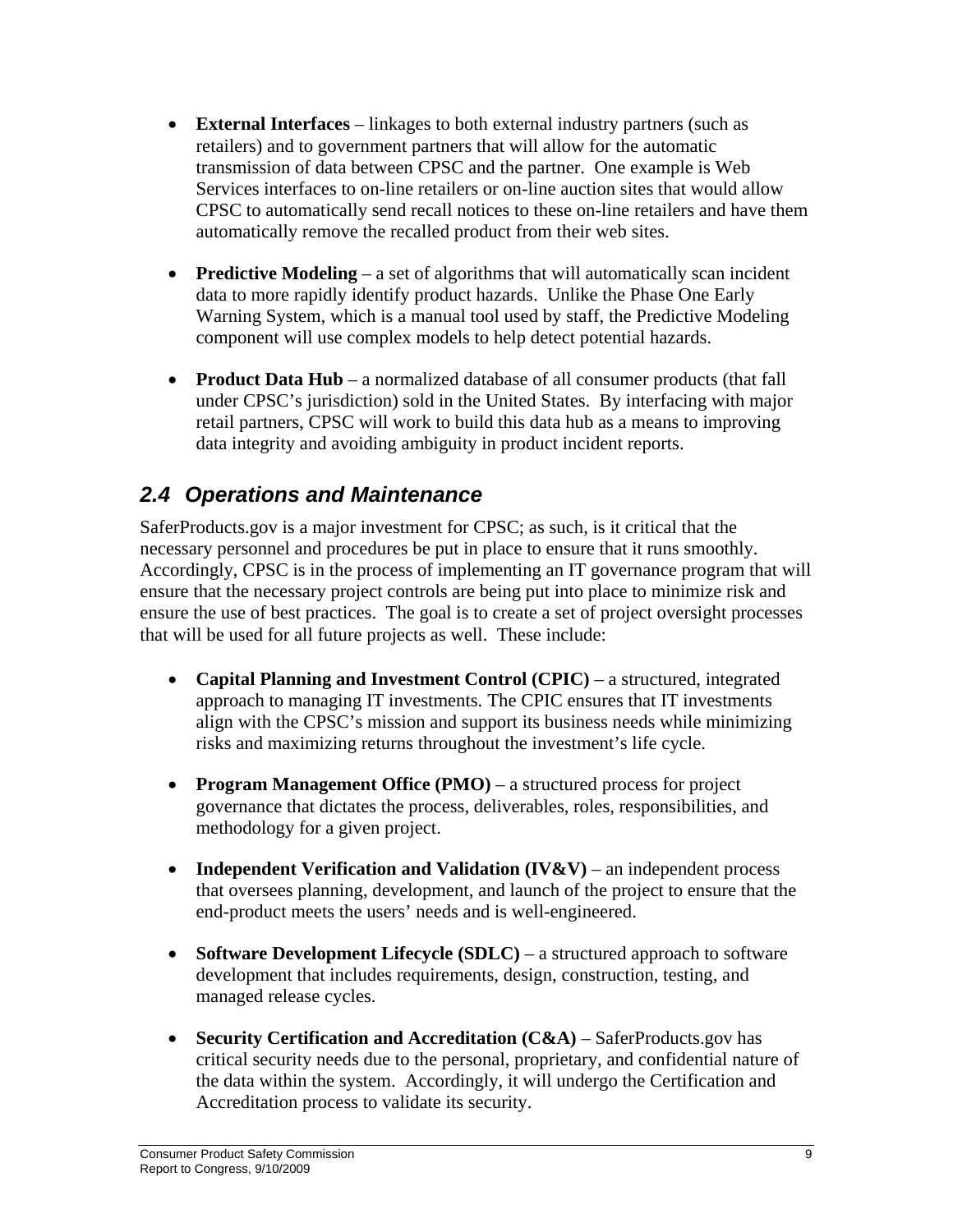- **External Interfaces** – linkages to both external industry partners (such as retailers) and to government partners that will allow for the automatic transmission of data between CPSC and the partner. One example is Web Services interfaces to on-line retailers or on-line auction sites that would allow CPSC to automatically send recall notices to these on-line retailers and have them automatically remove the recalled product from their web sites.

- **Predictive Modeling** – a set of algorithms that will automatically scan incident data to more rapidly identify product hazards. Unlike the Phase One Early Warning System, which is a manual tool used by staff, the Predictive Modeling component will use complex models to help detect potential hazards.

- **Product Data Hub** – a normalized database of all consumer products (that fall under CPSC's jurisdiction) sold in the United States. By interfacing with major retail partners, CPSC will work to build this data hub as a means to improving data integrity and avoiding ambiguity in product incident reports.

## *2.4 Operations and Maintenance*

SaferProducts.gov is a major investment for CPSC; as such, is it critical that the necessary personnel and procedures be put in place to ensure that it runs smoothly. Accordingly, CPSC is in the process of implementing an IT governance program that will ensure that the necessary project controls are being put into place to minimize risk and ensure the use of best practices. The goal is to create a set of project oversight processes that will be used for all future projects as well. These include:

- **Capital Planning and Investment Control (CPIC)** – a structured, integrated approach to managing IT investments. The CPIC ensures that IT investments align with the CPSC's mission and support its business needs while minimizing risks and maximizing returns throughout the investment's life cycle.

- **Program Management Office (PMO)** – a structured process for project governance that dictates the process, deliverables, roles, responsibilities, and methodology for a given project.

- **Independent Verification and Validation (IV&V)** – an independent process that oversees planning, development, and launch of the project to ensure that the end-product meets the users' needs and is well-engineered.

- **Software Development Lifecycle (SDLC)** – a structured approach to software development that includes requirements, design, construction, testing, and managed release cycles.

- **Security Certification and Accreditation (C&A)** – SaferProducts.gov has critical security needs due to the personal, proprietary, and confidential nature of the data within the system. Accordingly, it will undergo the Certification and Accreditation process to validate its security.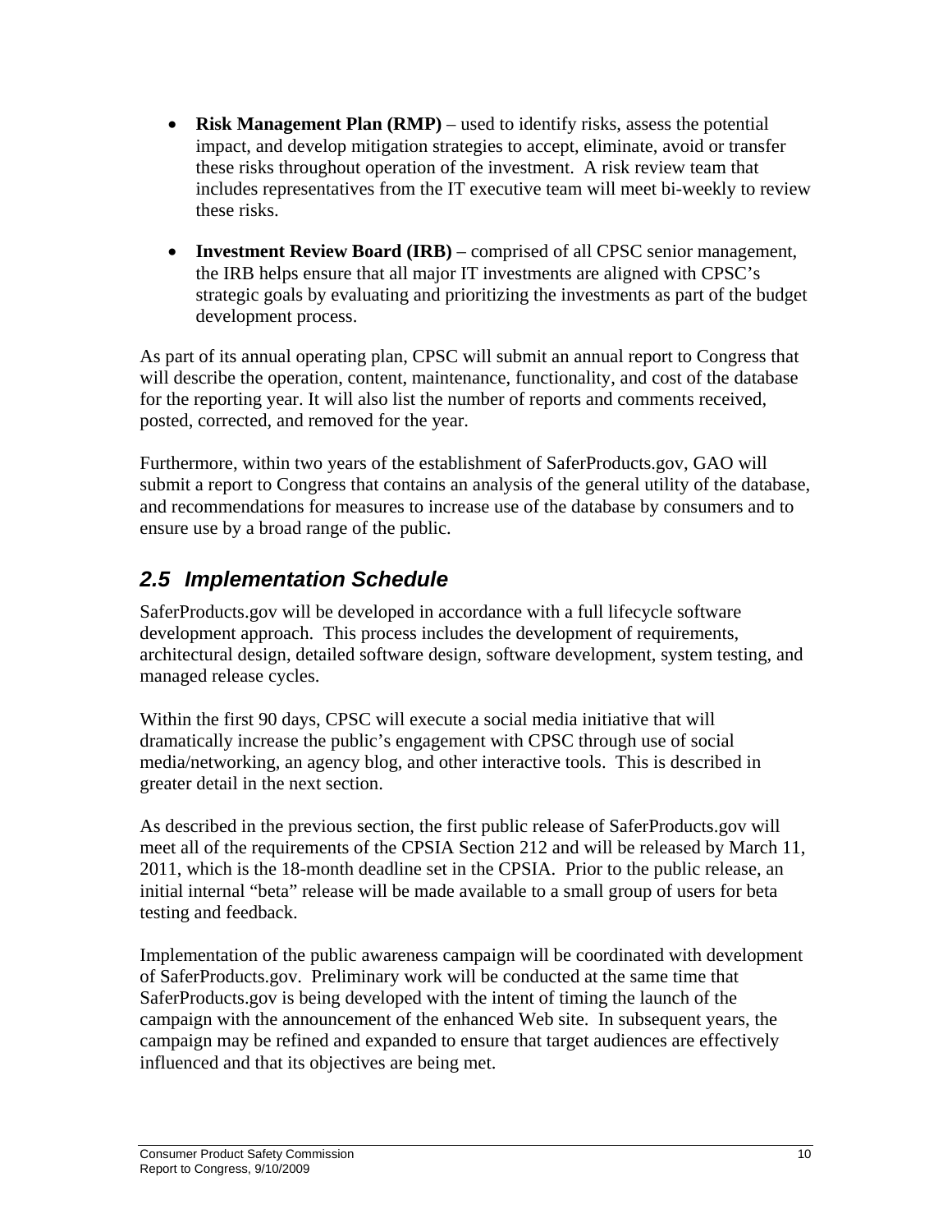- **Risk Management Plan (RMP)** – used to identify risks, assess the potential impact, and develop mitigation strategies to accept, eliminate, avoid or transfer these risks throughout operation of the investment. A risk review team that includes representatives from the IT executive team will meet bi-weekly to review these risks.

- **Investment Review Board (IRB)** – comprised of all CPSC senior management, the IRB helps ensure that all major IT investments are aligned with CPSC's strategic goals by evaluating and prioritizing the investments as part of the budget development process.

As part of its annual operating plan, CPSC will submit an annual report to Congress that will describe the operation, content, maintenance, functionality, and cost of the database for the reporting year. It will also list the number of reports and comments received, posted, corrected, and removed for the year.

Furthermore, within two years of the establishment of SaferProducts.gov, GAO will submit a report to Congress that contains an analysis of the general utility of the database, and recommendations for measures to increase use of the database by consumers and to ensure use by a broad range of the public.

## *2.5 Implementation Schedule*

SaferProducts.gov will be developed in accordance with a full lifecycle software development approach. This process includes the development of requirements, architectural design, detailed software design, software development, system testing, and managed release cycles.

Within the first 90 days, CPSC will execute a social media initiative that will dramatically increase the public's engagement with CPSC through use of social media/networking, an agency blog, and other interactive tools. This is described in greater detail in the next section.

As described in the previous section, the first public release of SaferProducts.gov will meet all of the requirements of the CPSIA Section 212 and will be released by March 11, 2011, which is the 18-month deadline set in the CPSIA. Prior to the public release, an initial internal "beta" release will be made available to a small group of users for beta testing and feedback.

Implementation of the public awareness campaign will be coordinated with development of SaferProducts.gov. Preliminary work will be conducted at the same time that SaferProducts.gov is being developed with the intent of timing the launch of the campaign with the announcement of the enhanced Web site. In subsequent years, the campaign may be refined and expanded to ensure that target audiences are effectively influenced and that its objectives are being met.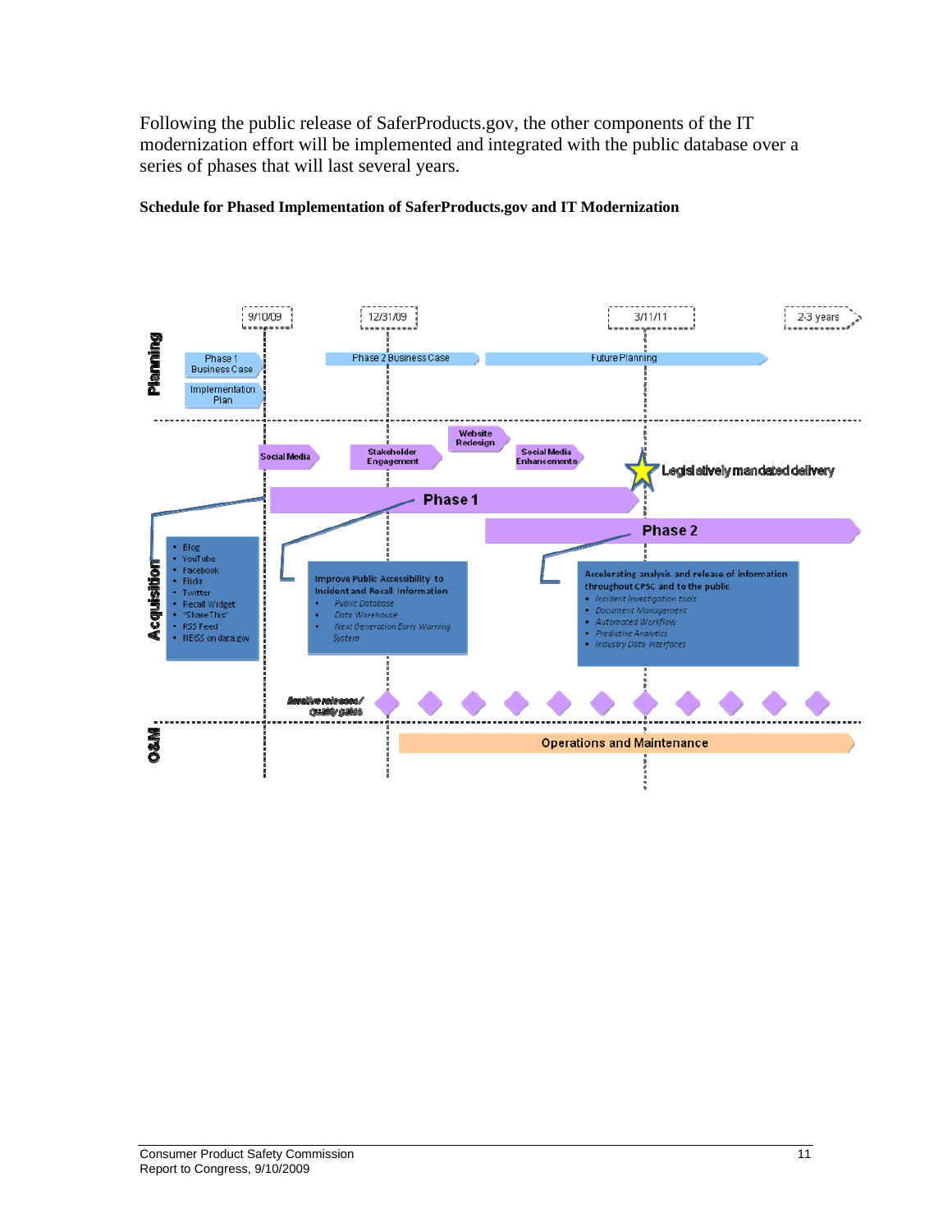Following the public release of SaferProducts.gov, the other components of the IT modernization effort will be implemented and integrated with the public database over a series of phases that will last several years.

**Schedule for Phased Implementation of SaferProducts.gov and IT Modernization**

**Timeline markers:** 9/10/09 · 12/31/09 · 3/11/11 · 2-3 years

**Planning**

- Phase 1 Business Case
- Implementation Plan
- Phase 2 Business Case
- Future Planning

**Acquisition**

- Social Media
- Stakeholder Engagement
- Website Redesign
- Social Media Enhancements
- Legislatively mandated delivery (3/11/11)

**Phase 1**

- Blog
- YouTube
- Facebook
- Flickr
- Twitter
- Recall Widget
- "ShareThis"
- RSS Feed
- NEISS on data.gov

Improve Public Accessibility to Incident and Recall Information

- *Public Database*
- *Data Warehouse*
- *Next Generation Early Warning System*

**Phase 2**

Accelerating analysis and release of information throughout CPSC and to the public

- *Incident Investigation tools*
- *Document Management*
- *Automated Workflow*
- *Predictive Analytics*
- *Industry Data Interfaces*

*Iterative releases / quality gates*

**O&M**

- Operations and Maintenance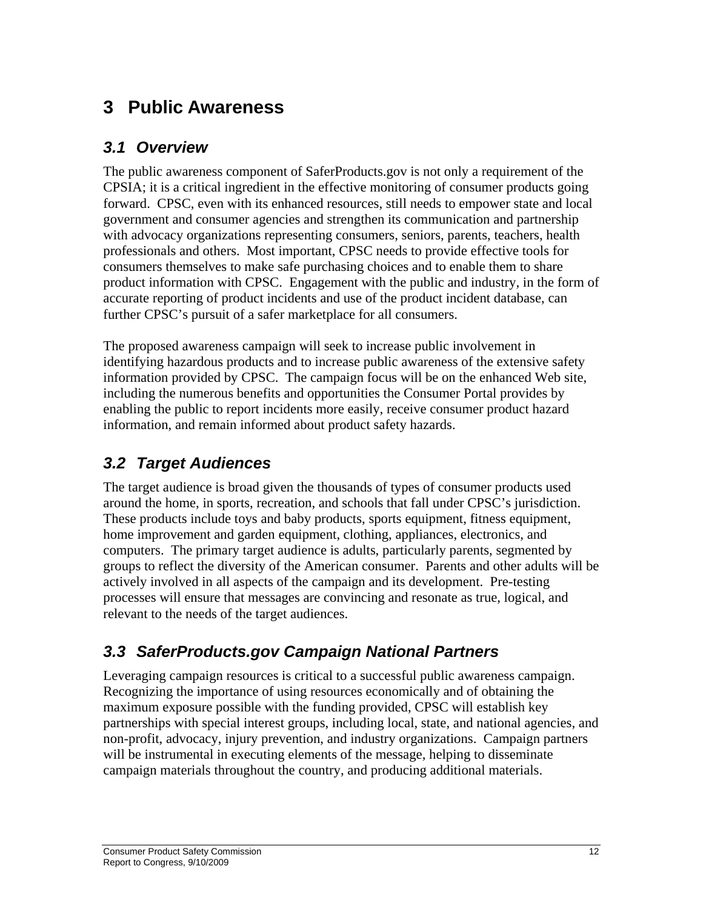# 3 Public Awareness

## *3.1 Overview*

The public awareness component of SaferProducts.gov is not only a requirement of the CPSIA; it is a critical ingredient in the effective monitoring of consumer products going forward. CPSC, even with its enhanced resources, still needs to empower state and local government and consumer agencies and strengthen its communication and partnership with advocacy organizations representing consumers, seniors, parents, teachers, health professionals and others. Most important, CPSC needs to provide effective tools for consumers themselves to make safe purchasing choices and to enable them to share product information with CPSC. Engagement with the public and industry, in the form of accurate reporting of product incidents and use of the product incident database, can further CPSC's pursuit of a safer marketplace for all consumers.

The proposed awareness campaign will seek to increase public involvement in identifying hazardous products and to increase public awareness of the extensive safety information provided by CPSC. The campaign focus will be on the enhanced Web site, including the numerous benefits and opportunities the Consumer Portal provides by enabling the public to report incidents more easily, receive consumer product hazard information, and remain informed about product safety hazards.

## *3.2 Target Audiences*

The target audience is broad given the thousands of types of consumer products used around the home, in sports, recreation, and schools that fall under CPSC's jurisdiction. These products include toys and baby products, sports equipment, fitness equipment, home improvement and garden equipment, clothing, appliances, electronics, and computers. The primary target audience is adults, particularly parents, segmented by groups to reflect the diversity of the American consumer. Parents and other adults will be actively involved in all aspects of the campaign and its development. Pre-testing processes will ensure that messages are convincing and resonate as true, logical, and relevant to the needs of the target audiences.

## *3.3 SaferProducts.gov Campaign National Partners*

Leveraging campaign resources is critical to a successful public awareness campaign. Recognizing the importance of using resources economically and of obtaining the maximum exposure possible with the funding provided, CPSC will establish key partnerships with special interest groups, including local, state, and national agencies, and non-profit, advocacy, injury prevention, and industry organizations. Campaign partners will be instrumental in executing elements of the message, helping to disseminate campaign materials throughout the country, and producing additional materials.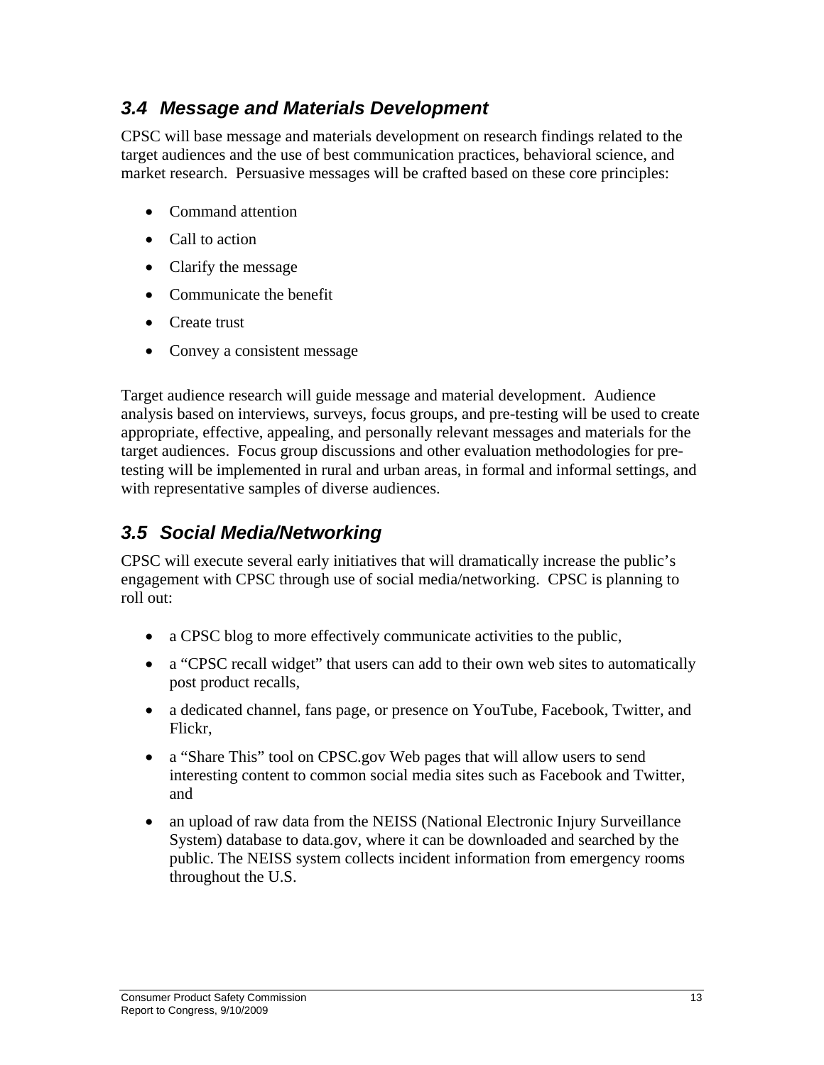## *3.4 Message and Materials Development*

CPSC will base message and materials development on research findings related to the target audiences and the use of best communication practices, behavioral science, and market research. Persuasive messages will be crafted based on these core principles:

- Command attention
- Call to action
- Clarify the message
- Communicate the benefit
- Create trust
- Convey a consistent message

Target audience research will guide message and material development. Audience analysis based on interviews, surveys, focus groups, and pre-testing will be used to create appropriate, effective, appealing, and personally relevant messages and materials for the target audiences. Focus group discussions and other evaluation methodologies for pre-testing will be implemented in rural and urban areas, in formal and informal settings, and with representative samples of diverse audiences.

## *3.5 Social Media/Networking*

CPSC will execute several early initiatives that will dramatically increase the public's engagement with CPSC through use of social media/networking. CPSC is planning to roll out:

- a CPSC blog to more effectively communicate activities to the public,
- a "CPSC recall widget" that users can add to their own web sites to automatically post product recalls,
- a dedicated channel, fans page, or presence on YouTube, Facebook, Twitter, and Flickr,
- a "Share This" tool on CPSC.gov Web pages that will allow users to send interesting content to common social media sites such as Facebook and Twitter, and
- an upload of raw data from the NEISS (National Electronic Injury Surveillance System) database to data.gov, where it can be downloaded and searched by the public. The NEISS system collects incident information from emergency rooms throughout the U.S.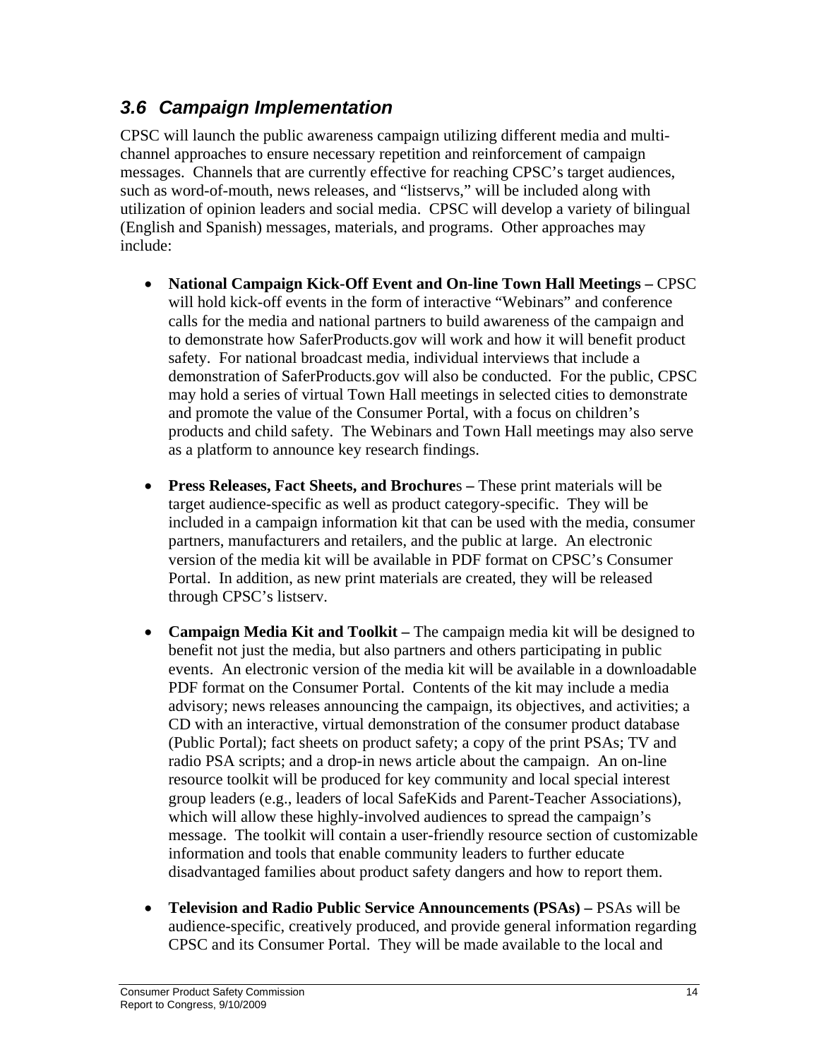### *3.6 Campaign Implementation*

CPSC will launch the public awareness campaign utilizing different media and multi-channel approaches to ensure necessary repetition and reinforcement of campaign messages. Channels that are currently effective for reaching CPSC's target audiences, such as word-of-mouth, news releases, and "listservs," will be included along with utilization of opinion leaders and social media. CPSC will develop a variety of bilingual (English and Spanish) messages, materials, and programs. Other approaches may include:

- **National Campaign Kick-Off Event and On-line Town Hall Meetings –** CPSC will hold kick-off events in the form of interactive "Webinars" and conference calls for the media and national partners to build awareness of the campaign and to demonstrate how SaferProducts.gov will work and how it will benefit product safety. For national broadcast media, individual interviews that include a demonstration of SaferProducts.gov will also be conducted. For the public, CPSC may hold a series of virtual Town Hall meetings in selected cities to demonstrate and promote the value of the Consumer Portal, with a focus on children's products and child safety. The Webinars and Town Hall meetings may also serve as a platform to announce key research findings.

- **Press Releases, Fact Sheets, and Brochures –** These print materials will be target audience-specific as well as product category-specific. They will be included in a campaign information kit that can be used with the media, consumer partners, manufacturers and retailers, and the public at large. An electronic version of the media kit will be available in PDF format on CPSC's Consumer Portal. In addition, as new print materials are created, they will be released through CPSC's listserv.

- **Campaign Media Kit and Toolkit –** The campaign media kit will be designed to benefit not just the media, but also partners and others participating in public events. An electronic version of the media kit will be available in a downloadable PDF format on the Consumer Portal. Contents of the kit may include a media advisory; news releases announcing the campaign, its objectives, and activities; a CD with an interactive, virtual demonstration of the consumer product database (Public Portal); fact sheets on product safety; a copy of the print PSAs; TV and radio PSA scripts; and a drop-in news article about the campaign. An on-line resource toolkit will be produced for key community and local special interest group leaders (e.g., leaders of local SafeKids and Parent-Teacher Associations), which will allow these highly-involved audiences to spread the campaign's message. The toolkit will contain a user-friendly resource section of customizable information and tools that enable community leaders to further educate disadvantaged families about product safety dangers and how to report them.

- **Television and Radio Public Service Announcements (PSAs) –** PSAs will be audience-specific, creatively produced, and provide general information regarding CPSC and its Consumer Portal. They will be made available to the local and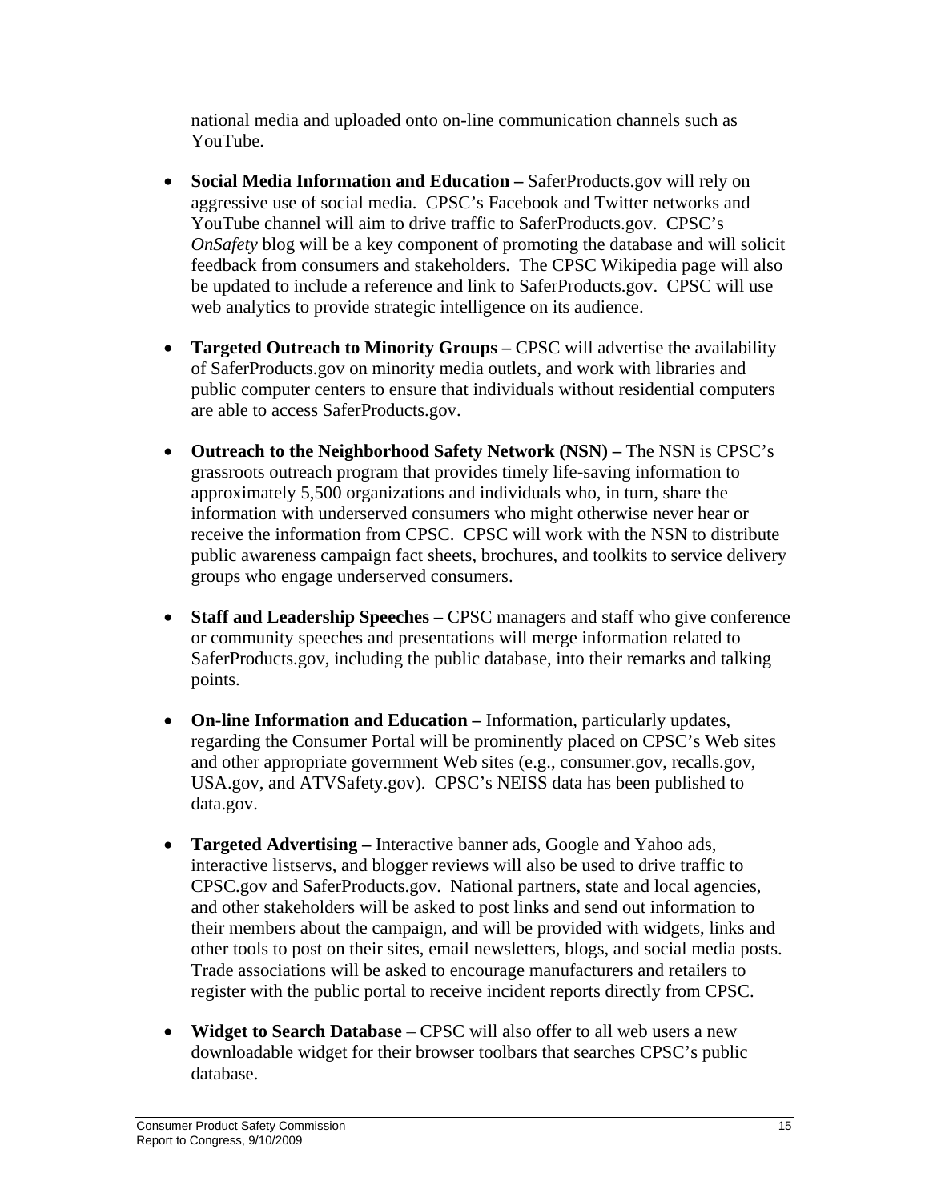national media and uploaded onto on-line communication channels such as YouTube.

- **Social Media Information and Education –** SaferProducts.gov will rely on aggressive use of social media. CPSC's Facebook and Twitter networks and YouTube channel will aim to drive traffic to SaferProducts.gov. CPSC's *OnSafety* blog will be a key component of promoting the database and will solicit feedback from consumers and stakeholders. The CPSC Wikipedia page will also be updated to include a reference and link to SaferProducts.gov. CPSC will use web analytics to provide strategic intelligence on its audience.

- **Targeted Outreach to Minority Groups –** CPSC will advertise the availability of SaferProducts.gov on minority media outlets, and work with libraries and public computer centers to ensure that individuals without residential computers are able to access SaferProducts.gov.

- **Outreach to the Neighborhood Safety Network (NSN) –** The NSN is CPSC's grassroots outreach program that provides timely life-saving information to approximately 5,500 organizations and individuals who, in turn, share the information with underserved consumers who might otherwise never hear or receive the information from CPSC. CPSC will work with the NSN to distribute public awareness campaign fact sheets, brochures, and toolkits to service delivery groups who engage underserved consumers.

- **Staff and Leadership Speeches –** CPSC managers and staff who give conference or community speeches and presentations will merge information related to SaferProducts.gov, including the public database, into their remarks and talking points.

- **On-line Information and Education –** Information, particularly updates, regarding the Consumer Portal will be prominently placed on CPSC's Web sites and other appropriate government Web sites (e.g., consumer.gov, recalls.gov, USA.gov, and ATVSafety.gov). CPSC's NEISS data has been published to data.gov.

- **Targeted Advertising –** Interactive banner ads, Google and Yahoo ads, interactive listservs, and blogger reviews will also be used to drive traffic to CPSC.gov and SaferProducts.gov. National partners, state and local agencies, and other stakeholders will be asked to post links and send out information to their members about the campaign, and will be provided with widgets, links and other tools to post on their sites, email newsletters, blogs, and social media posts. Trade associations will be asked to encourage manufacturers and retailers to register with the public portal to receive incident reports directly from CPSC.

- **Widget to Search Database** – CPSC will also offer to all web users a new downloadable widget for their browser toolbars that searches CPSC's public database.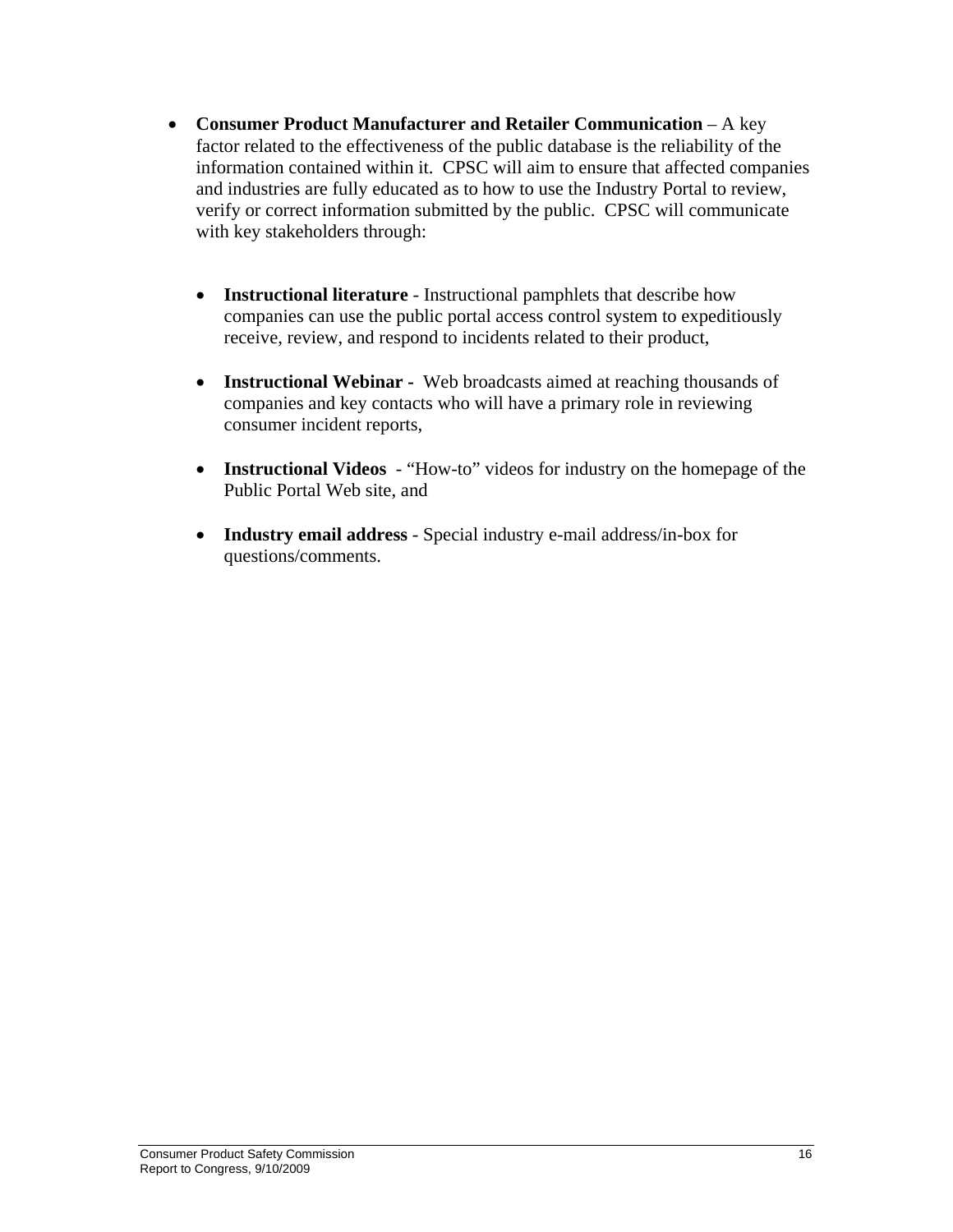- **Consumer Product Manufacturer and Retailer Communication** – A key factor related to the effectiveness of the public database is the reliability of the information contained within it. CPSC will aim to ensure that affected companies and industries are fully educated as to how to use the Industry Portal to review, verify or correct information submitted by the public. CPSC will communicate with key stakeholders through:

  - **Instructional literature** - Instructional pamphlets that describe how companies can use the public portal access control system to expeditiously receive, review, and respond to incidents related to their product,

  - **Instructional Webinar -** Web broadcasts aimed at reaching thousands of companies and key contacts who will have a primary role in reviewing consumer incident reports,

  - **Instructional Videos** - "How-to" videos for industry on the homepage of the Public Portal Web site, and

  - **Industry email address** - Special industry e-mail address/in-box for questions/comments.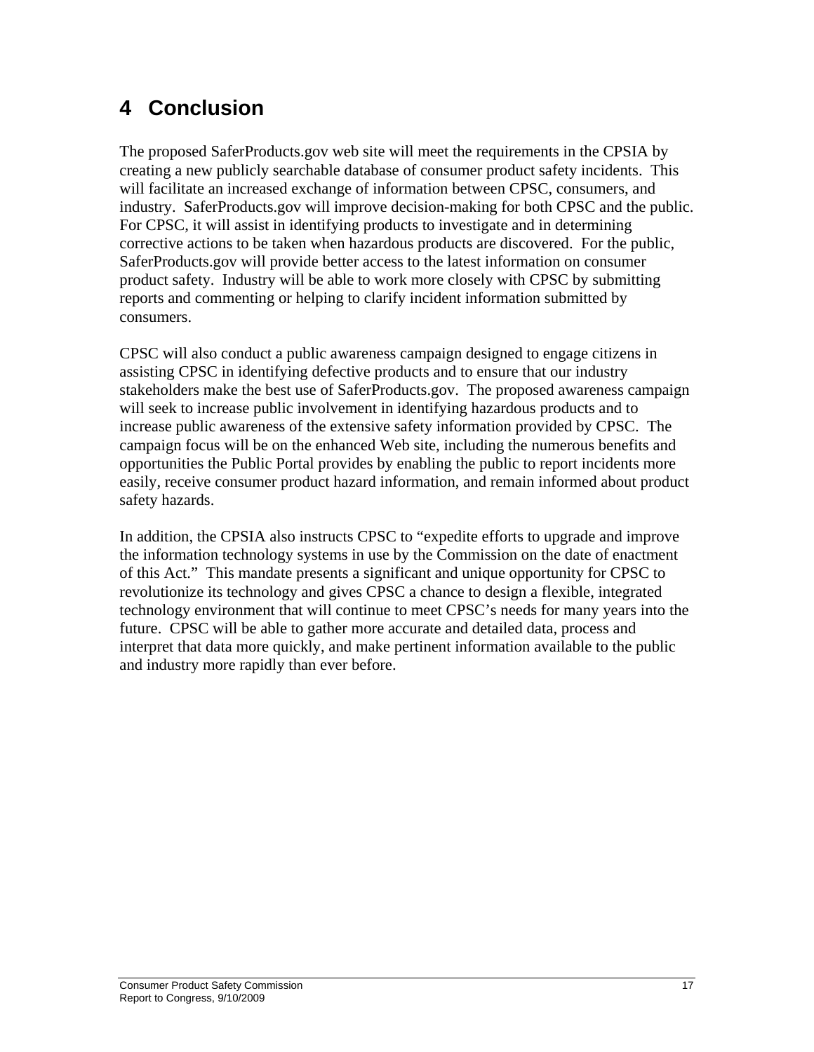# 4 Conclusion

The proposed SaferProducts.gov web site will meet the requirements in the CPSIA by creating a new publicly searchable database of consumer product safety incidents. This will facilitate an increased exchange of information between CPSC, consumers, and industry. SaferProducts.gov will improve decision-making for both CPSC and the public. For CPSC, it will assist in identifying products to investigate and in determining corrective actions to be taken when hazardous products are discovered. For the public, SaferProducts.gov will provide better access to the latest information on consumer product safety. Industry will be able to work more closely with CPSC by submitting reports and commenting or helping to clarify incident information submitted by consumers.

CPSC will also conduct a public awareness campaign designed to engage citizens in assisting CPSC in identifying defective products and to ensure that our industry stakeholders make the best use of SaferProducts.gov. The proposed awareness campaign will seek to increase public involvement in identifying hazardous products and to increase public awareness of the extensive safety information provided by CPSC. The campaign focus will be on the enhanced Web site, including the numerous benefits and opportunities the Public Portal provides by enabling the public to report incidents more easily, receive consumer product hazard information, and remain informed about product safety hazards.

In addition, the CPSIA also instructs CPSC to "expedite efforts to upgrade and improve the information technology systems in use by the Commission on the date of enactment of this Act." This mandate presents a significant and unique opportunity for CPSC to revolutionize its technology and gives CPSC a chance to design a flexible, integrated technology environment that will continue to meet CPSC's needs for many years into the future. CPSC will be able to gather more accurate and detailed data, process and interpret that data more quickly, and make pertinent information available to the public and industry more rapidly than ever before.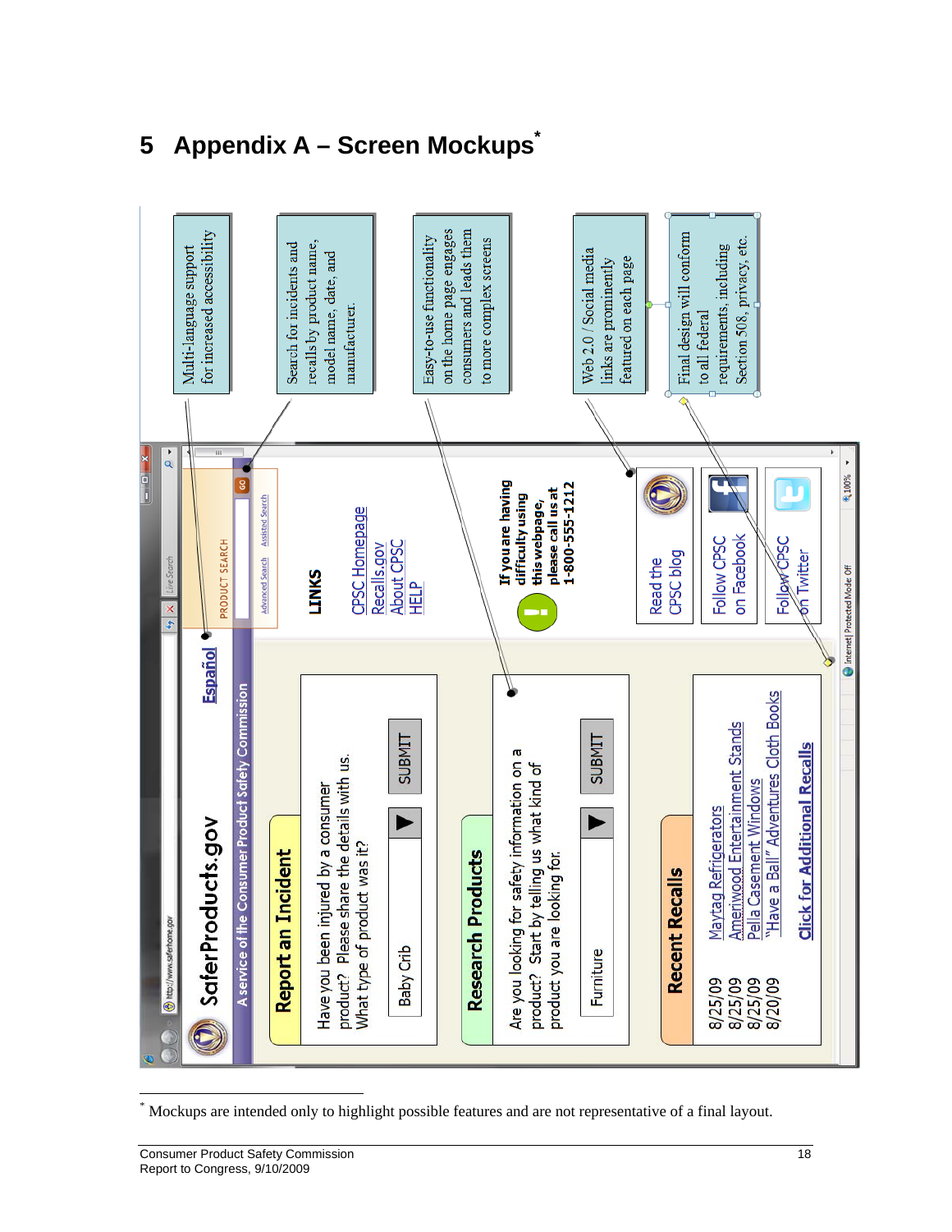# 5 Appendix A – Screen Mockups*

Multi-language support for increased accessibility

Search for incidents and recalls by product name, model name, date, and manufacturer.

Easy-to-use functionality on the home page engages consumers and leads them to more complex screens

Web 2.0 / Social media links are prominently featured on each page

Final design will conform to all federal requirements, including Section 508, privacy, etc.

SaferProducts.gov

Español

A service of the Consumer Product Safety Commission

PRODUCT SEARCH

GO

Advanced Search   Assisted Search

**Report an Incident**

Have you been injured by a consumer product? Please share the details with us. What type of product was it?

Baby Crib ▶ SUBMIT

**Research Products**

Are you looking for safety information on a product? Start by telling us what kind of product you are looking for.

Furniture ▶ SUBMIT

**Recent Recalls**

8/25/09 Maytag Refrigerators
8/25/09 Ameriwood Entertainment Stands
8/25/09 Pella Casement Windows
8/20/09 "Have a Ball" Adventures Cloth Books

**Click for Additional Recalls**

**LINKS**

CPSC Homepage
Recalls.gov
About CPSC
HELP

**If you are having difficulty using this webpage, please call us at 1-800-555-1212**

Read the CPSC blog

Follow CPSC on Facebook

Follow CPSC on Twitter

---

* Mockups are intended only to highlight possible features and are not representative of a final layout.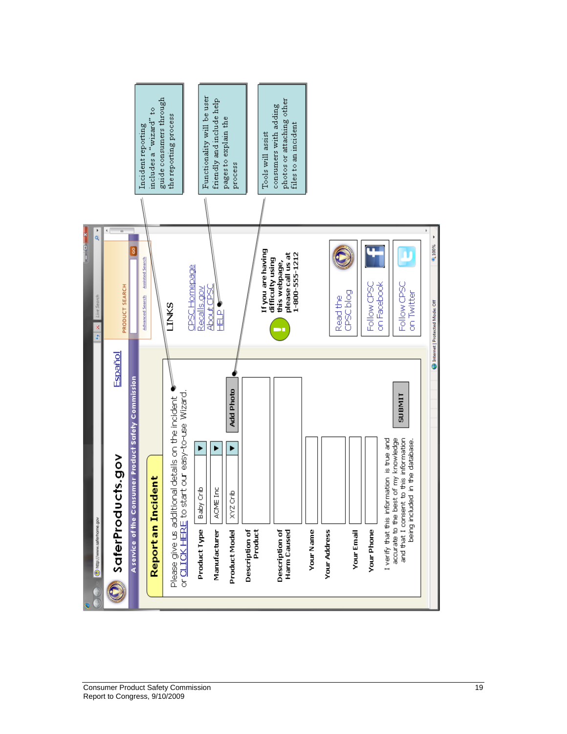SaferProducts.gov

A service of the Consumer Product Safety Commission

Español

PRODUCT SEARCH

Advanced Search Assisted Search

## Report an Incident

Please give us additional details on the incident or CLICK HERE to start our easy-to-use Wizard.

| | |
|---|---|
| Product Type | Baby Crib |
| Manufacturer | ACME Inc |
| Product Model | XYZ Crib |
| Description of Product | |
| Description of Harm Caused | |
| Your Name | |
| Your Address | |
| Your Email | |
| Your Phone | |

Add Photo

I verify that this information is true and accurate to the best of my knowledge and that I consent to this information being included in the database.

SUBMIT

LINKS

- CPSC Homepage
- Recalls.gov
- About CPSC
- HELP

If you are having difficulty using this webpage, please call us at 1-800-555-1212

Read the CPSC blog

Follow CPSC on Facebook

Follow CPSC on Twitter

Incident reporting includes a "wizard" to guide consumers through the reporting process

Functionality will be user friendly and include help pages to explain the process

Tools will assist consumers with adding photos or attaching other files to an incident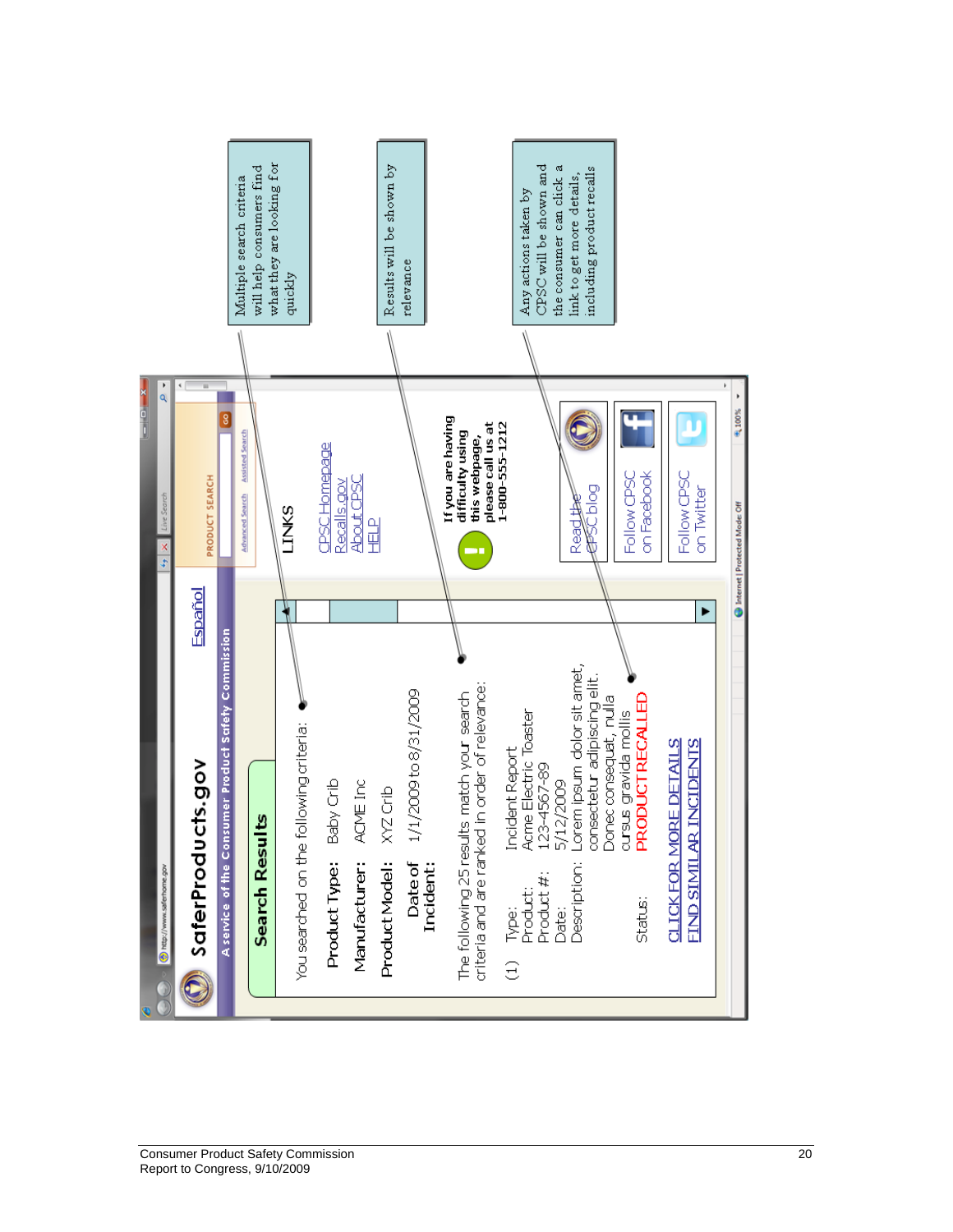SaferProducts.gov

A service of the Consumer Product Safety Commission

Español

PRODUCT SEARCH

Advanced Search | Assisted Search

## Search Results

You searched on the following criteria:

**Product Type:** Baby Crib

**Manufacturer:** ACME Inc

**Product Model:** XYZ Crib

**Date of Incident:** 1/1/2009 to 8/31/2009

The following 25 results match your search criteria and are ranked in order of relevance:

(1) Type: Incident Report
Product: Acme Electric Toaster
Product #: 123-4567-89
Date: 5/12/2009
Description: Lorem ipsum dolor sit amet, consectetur adipiscing elit. Donec consequat, nulla cursus gravida mollis
Status: PRODUCT RECALLED

CLICK FOR MORE DETAILS

FIND SIMILAR INCIDENTS

**LINKS**

CPSC Homepage
Recalls.gov
About CPSC
HELP

**If you are having difficulty using this webpage, please call us at 1-800-555-1212**

Read the CPSC blog

Follow CPSC on Facebook

Follow CPSC on Twitter

Multiple search criteria will help consumers find what they are looking for quickly

Results will be shown by relevance

Any actions taken by CPSC will be shown and the consumer can click a link to get more details, including product recalls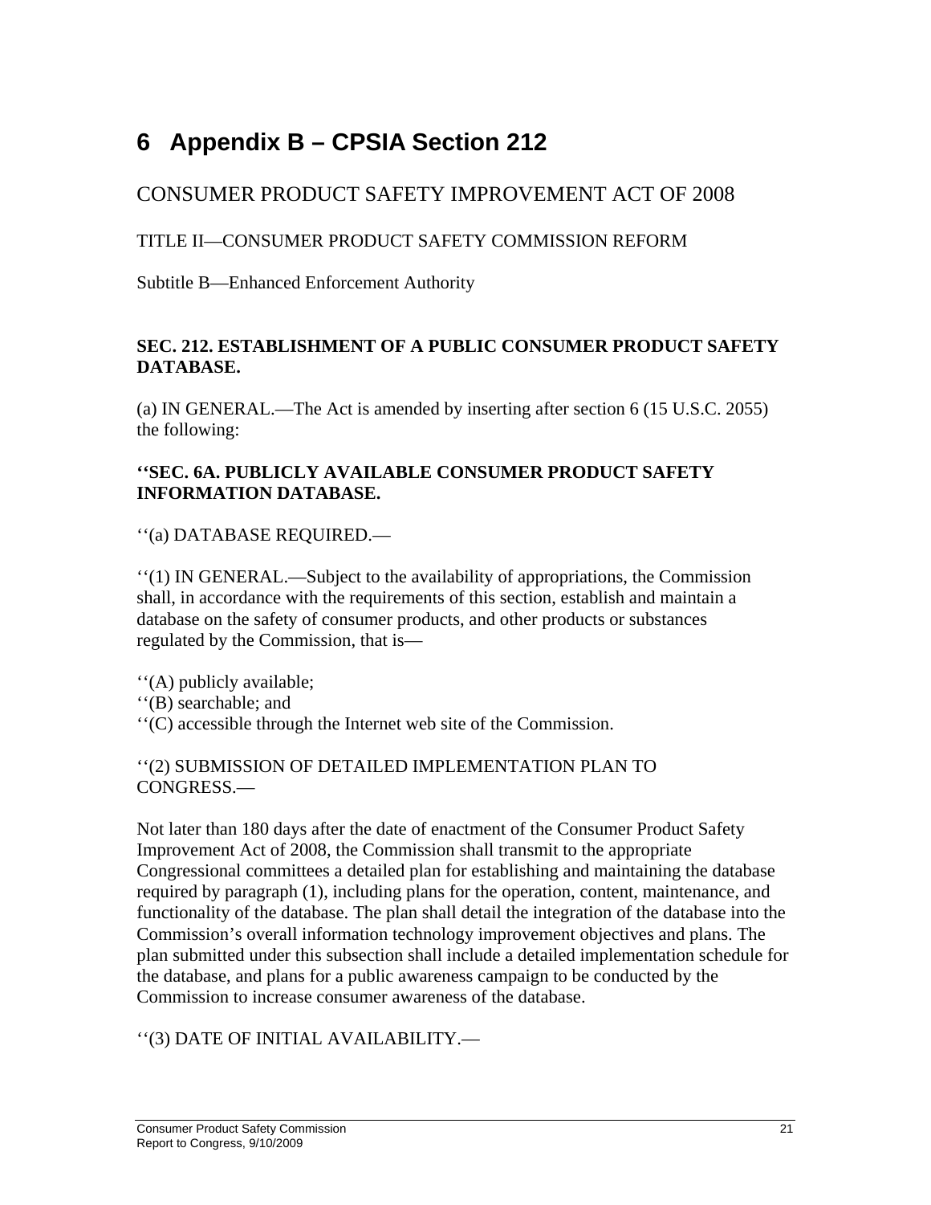# 6 Appendix B – CPSIA Section 212

## CONSUMER PRODUCT SAFETY IMPROVEMENT ACT OF 2008

TITLE II—CONSUMER PRODUCT SAFETY COMMISSION REFORM

Subtitle B—Enhanced Enforcement Authority

**SEC. 212. ESTABLISHMENT OF A PUBLIC CONSUMER PRODUCT SAFETY DATABASE.**

(a) IN GENERAL.—The Act is amended by inserting after section 6 (15 U.S.C. 2055) the following:

**''SEC. 6A. PUBLICLY AVAILABLE CONSUMER PRODUCT SAFETY INFORMATION DATABASE.**

''(a) DATABASE REQUIRED.—

''(1) IN GENERAL.—Subject to the availability of appropriations, the Commission shall, in accordance with the requirements of this section, establish and maintain a database on the safety of consumer products, and other products or substances regulated by the Commission, that is—

''(A) publicly available;
''(B) searchable; and
''(C) accessible through the Internet web site of the Commission.

''(2) SUBMISSION OF DETAILED IMPLEMENTATION PLAN TO CONGRESS.—

Not later than 180 days after the date of enactment of the Consumer Product Safety Improvement Act of 2008, the Commission shall transmit to the appropriate Congressional committees a detailed plan for establishing and maintaining the database required by paragraph (1), including plans for the operation, content, maintenance, and functionality of the database. The plan shall detail the integration of the database into the Commission's overall information technology improvement objectives and plans. The plan submitted under this subsection shall include a detailed implementation schedule for the database, and plans for a public awareness campaign to be conducted by the Commission to increase consumer awareness of the database.

''(3) DATE OF INITIAL AVAILABILITY.—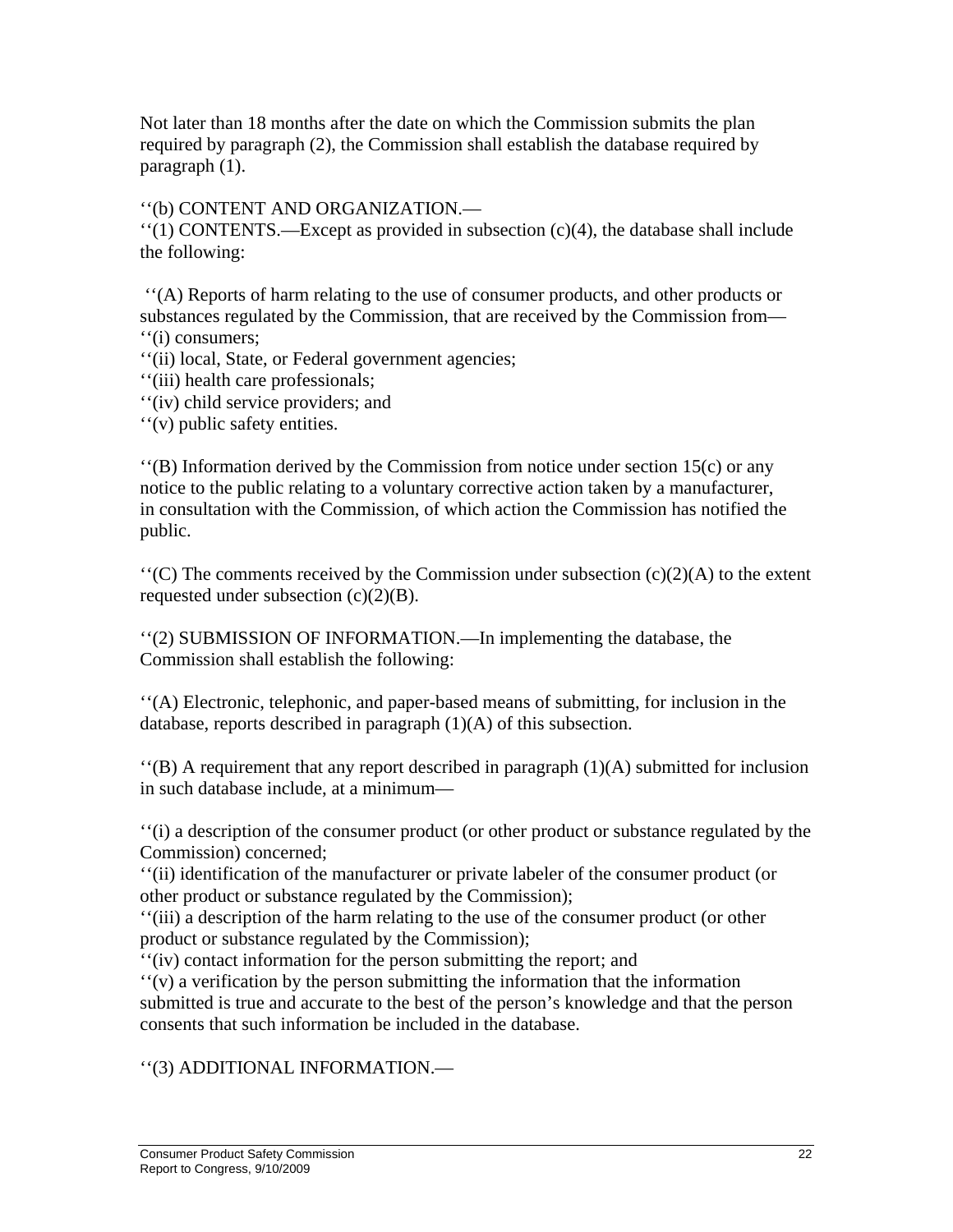Not later than 18 months after the date on which the Commission submits the plan required by paragraph (2), the Commission shall establish the database required by paragraph (1).

''(b) CONTENT AND ORGANIZATION.—

''(1) CONTENTS.—Except as provided in subsection (c)(4), the database shall include the following:

''(A) Reports of harm relating to the use of consumer products, and other products or substances regulated by the Commission, that are received by the Commission from—

''(i) consumers;

''(ii) local, State, or Federal government agencies;

''(iii) health care professionals;

''(iv) child service providers; and

''(v) public safety entities.

''(B) Information derived by the Commission from notice under section 15(c) or any notice to the public relating to a voluntary corrective action taken by a manufacturer, in consultation with the Commission, of which action the Commission has notified the public.

''(C) The comments received by the Commission under subsection (c)(2)(A) to the extent requested under subsection (c)(2)(B).

''(2) SUBMISSION OF INFORMATION.—In implementing the database, the Commission shall establish the following:

''(A) Electronic, telephonic, and paper-based means of submitting, for inclusion in the database, reports described in paragraph (1)(A) of this subsection.

''(B) A requirement that any report described in paragraph (1)(A) submitted for inclusion in such database include, at a minimum—

''(i) a description of the consumer product (or other product or substance regulated by the Commission) concerned;

''(ii) identification of the manufacturer or private labeler of the consumer product (or other product or substance regulated by the Commission);

''(iii) a description of the harm relating to the use of the consumer product (or other product or substance regulated by the Commission);

''(iv) contact information for the person submitting the report; and

''(v) a verification by the person submitting the information that the information submitted is true and accurate to the best of the person's knowledge and that the person consents that such information be included in the database.

''(3) ADDITIONAL INFORMATION.—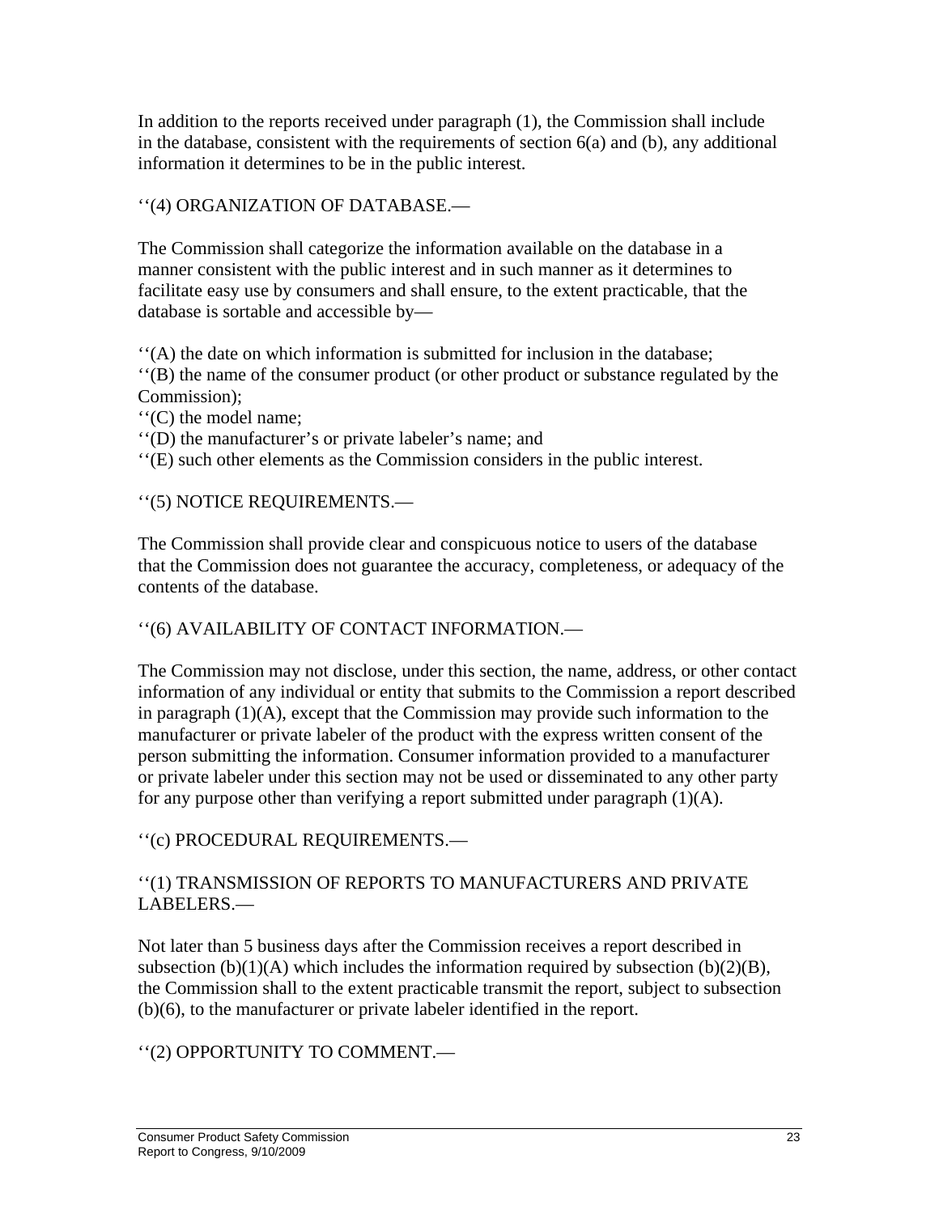In addition to the reports received under paragraph (1), the Commission shall include in the database, consistent with the requirements of section 6(a) and (b), any additional information it determines to be in the public interest.

‘‘(4) ORGANIZATION OF DATABASE.—

The Commission shall categorize the information available on the database in a manner consistent with the public interest and in such manner as it determines to facilitate easy use by consumers and shall ensure, to the extent practicable, that the database is sortable and accessible by—

‘‘(A) the date on which information is submitted for inclusion in the database;
‘‘(B) the name of the consumer product (or other product or substance regulated by the Commission);
‘‘(C) the model name;
‘‘(D) the manufacturer’s or private labeler’s name; and
‘‘(E) such other elements as the Commission considers in the public interest.

‘‘(5) NOTICE REQUIREMENTS.—

The Commission shall provide clear and conspicuous notice to users of the database that the Commission does not guarantee the accuracy, completeness, or adequacy of the contents of the database.

‘‘(6) AVAILABILITY OF CONTACT INFORMATION.—

The Commission may not disclose, under this section, the name, address, or other contact information of any individual or entity that submits to the Commission a report described in paragraph (1)(A), except that the Commission may provide such information to the manufacturer or private labeler of the product with the express written consent of the person submitting the information. Consumer information provided to a manufacturer or private labeler under this section may not be used or disseminated to any other party for any purpose other than verifying a report submitted under paragraph (1)(A).

‘‘(c) PROCEDURAL REQUIREMENTS.—

‘‘(1) TRANSMISSION OF REPORTS TO MANUFACTURERS AND PRIVATE LABELERS.—

Not later than 5 business days after the Commission receives a report described in subsection (b)(1)(A) which includes the information required by subsection (b)(2)(B), the Commission shall to the extent practicable transmit the report, subject to subsection (b)(6), to the manufacturer or private labeler identified in the report.

‘‘(2) OPPORTUNITY TO COMMENT.—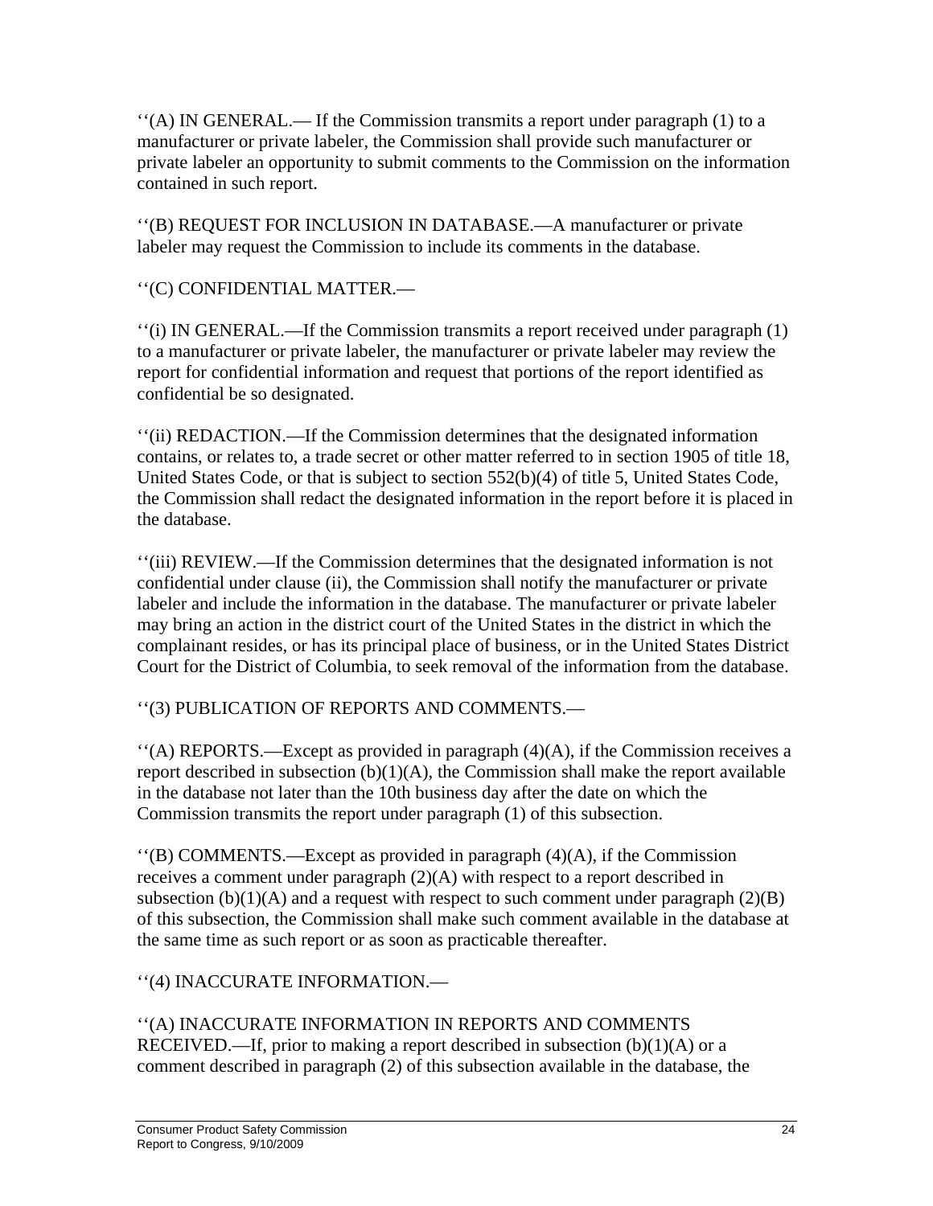‘‘(A) IN GENERAL.— If the Commission transmits a report under paragraph (1) to a manufacturer or private labeler, the Commission shall provide such manufacturer or private labeler an opportunity to submit comments to the Commission on the information contained in such report.

‘‘(B) REQUEST FOR INCLUSION IN DATABASE.—A manufacturer or private labeler may request the Commission to include its comments in the database.

‘‘(C) CONFIDENTIAL MATTER.—

‘‘(i) IN GENERAL.—If the Commission transmits a report received under paragraph (1) to a manufacturer or private labeler, the manufacturer or private labeler may review the report for confidential information and request that portions of the report identified as confidential be so designated.

‘‘(ii) REDACTION.—If the Commission determines that the designated information contains, or relates to, a trade secret or other matter referred to in section 1905 of title 18, United States Code, or that is subject to section 552(b)(4) of title 5, United States Code, the Commission shall redact the designated information in the report before it is placed in the database.

‘‘(iii) REVIEW.—If the Commission determines that the designated information is not confidential under clause (ii), the Commission shall notify the manufacturer or private labeler and include the information in the database. The manufacturer or private labeler may bring an action in the district court of the United States in the district in which the complainant resides, or has its principal place of business, or in the United States District Court for the District of Columbia, to seek removal of the information from the database.

‘‘(3) PUBLICATION OF REPORTS AND COMMENTS.—

‘‘(A) REPORTS.—Except as provided in paragraph (4)(A), if the Commission receives a report described in subsection (b)(1)(A), the Commission shall make the report available in the database not later than the 10th business day after the date on which the Commission transmits the report under paragraph (1) of this subsection.

‘‘(B) COMMENTS.—Except as provided in paragraph (4)(A), if the Commission receives a comment under paragraph (2)(A) with respect to a report described in subsection (b)(1)(A) and a request with respect to such comment under paragraph (2)(B) of this subsection, the Commission shall make such comment available in the database at the same time as such report or as soon as practicable thereafter.

‘‘(4) INACCURATE INFORMATION.—

‘‘(A) INACCURATE INFORMATION IN REPORTS AND COMMENTS RECEIVED.—If, prior to making a report described in subsection (b)(1)(A) or a comment described in paragraph (2) of this subsection available in the database, the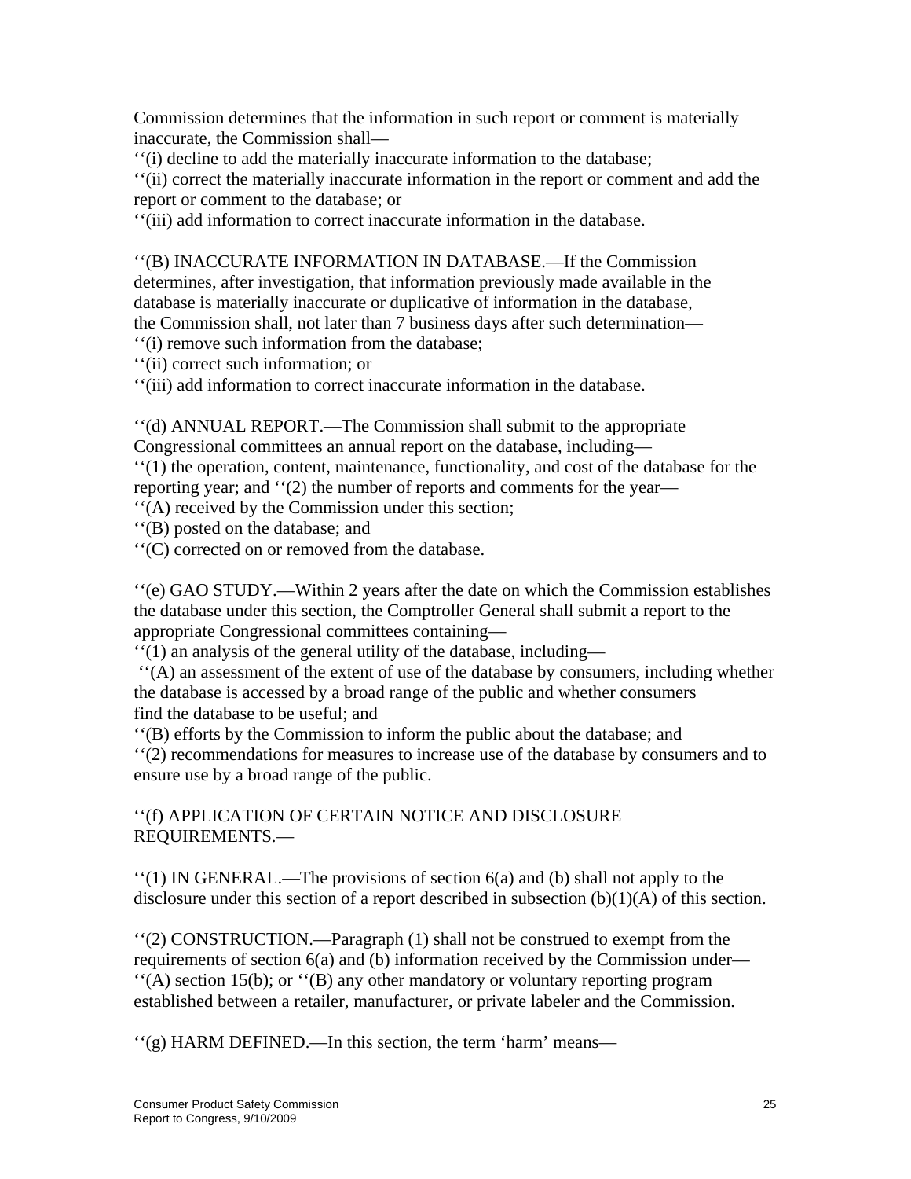Commission determines that the information in such report or comment is materially inaccurate, the Commission shall—

''(i) decline to add the materially inaccurate information to the database;

''(ii) correct the materially inaccurate information in the report or comment and add the report or comment to the database; or

''(iii) add information to correct inaccurate information in the database.

''(B) INACCURATE INFORMATION IN DATABASE.—If the Commission determines, after investigation, that information previously made available in the database is materially inaccurate or duplicative of information in the database, the Commission shall, not later than 7 business days after such determination—

''(i) remove such information from the database;

''(ii) correct such information; or

''(iii) add information to correct inaccurate information in the database.

''(d) ANNUAL REPORT.—The Commission shall submit to the appropriate Congressional committees an annual report on the database, including—

''(1) the operation, content, maintenance, functionality, and cost of the database for the reporting year; and ''(2) the number of reports and comments for the year—

''(A) received by the Commission under this section;

''(B) posted on the database; and

''(C) corrected on or removed from the database.

''(e) GAO STUDY.—Within 2 years after the date on which the Commission establishes the database under this section, the Comptroller General shall submit a report to the appropriate Congressional committees containing—

''(1) an analysis of the general utility of the database, including—

''(A) an assessment of the extent of use of the database by consumers, including whether the database is accessed by a broad range of the public and whether consumers find the database to be useful; and

''(B) efforts by the Commission to inform the public about the database; and

''(2) recommendations for measures to increase use of the database by consumers and to ensure use by a broad range of the public.

''(f) APPLICATION OF CERTAIN NOTICE AND DISCLOSURE REQUIREMENTS.—

''(1) IN GENERAL.—The provisions of section 6(a) and (b) shall not apply to the disclosure under this section of a report described in subsection (b)(1)(A) of this section.

''(2) CONSTRUCTION.—Paragraph (1) shall not be construed to exempt from the requirements of section 6(a) and (b) information received by the Commission under—

''(A) section 15(b); or ''(B) any other mandatory or voluntary reporting program established between a retailer, manufacturer, or private labeler and the Commission.

''(g) HARM DEFINED.—In this section, the term 'harm' means—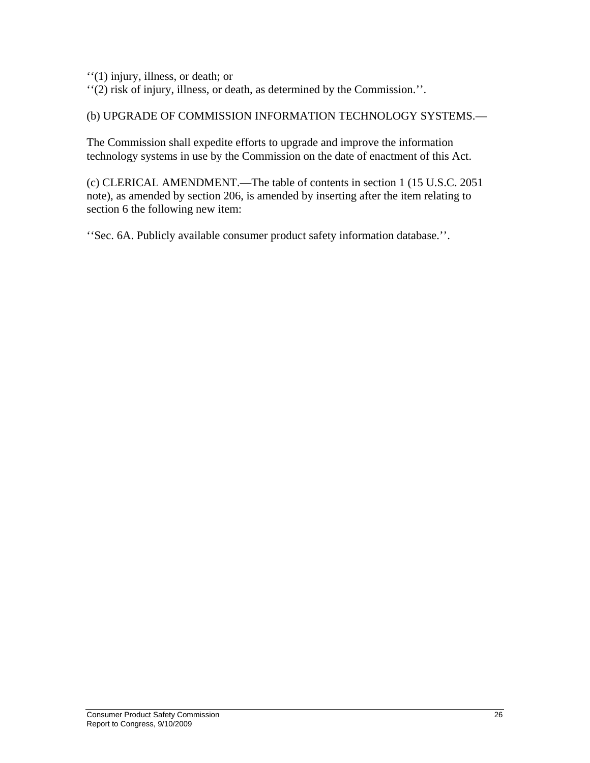''(1) injury, illness, or death; or
''(2) risk of injury, illness, or death, as determined by the Commission.''.

(b) UPGRADE OF COMMISSION INFORMATION TECHNOLOGY SYSTEMS.—

The Commission shall expedite efforts to upgrade and improve the information technology systems in use by the Commission on the date of enactment of this Act.

(c) CLERICAL AMENDMENT.—The table of contents in section 1 (15 U.S.C. 2051 note), as amended by section 206, is amended by inserting after the item relating to section 6 the following new item:

''Sec. 6A. Publicly available consumer product safety information database.''.